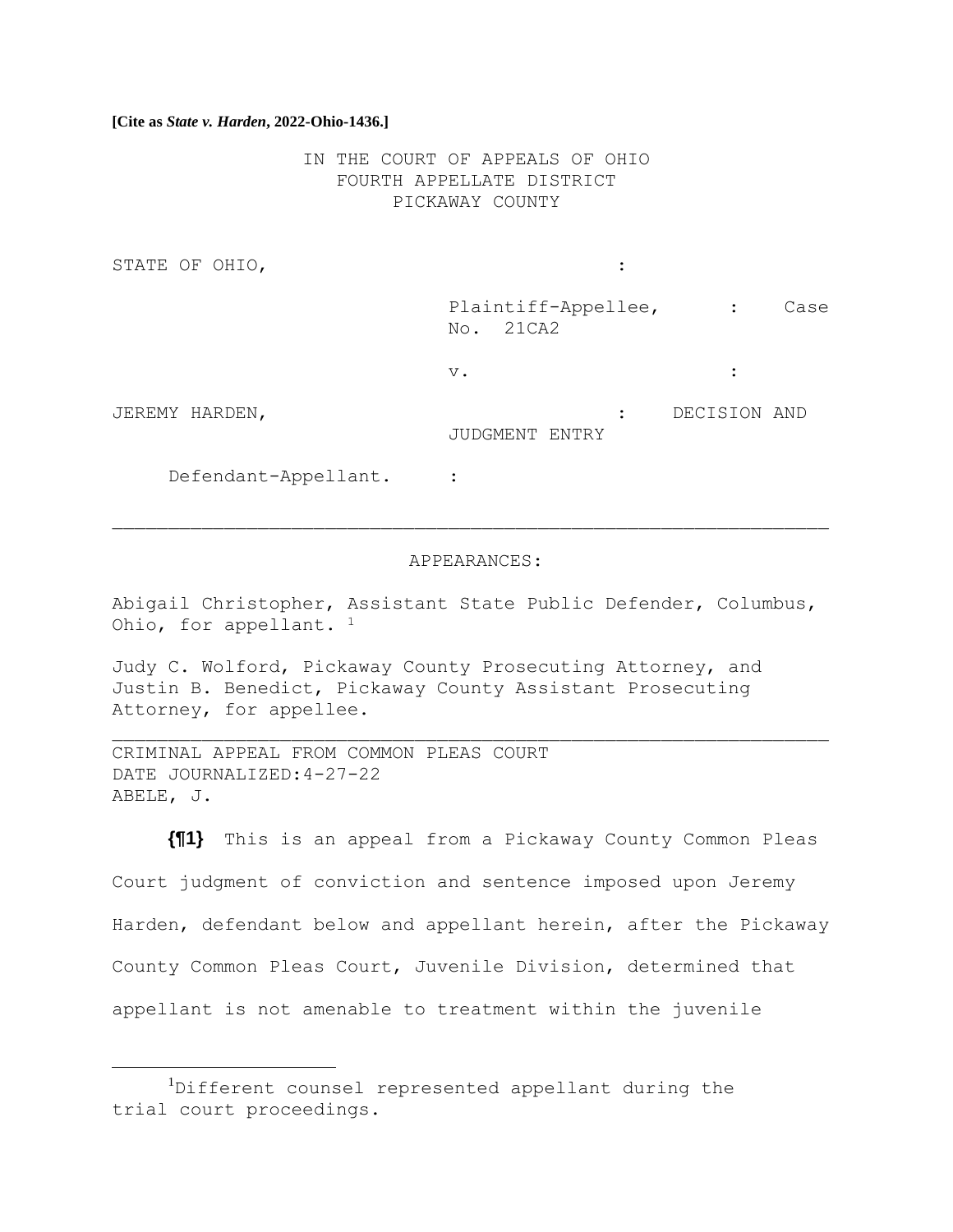**[Cite as *State v. Harden*, 2022-Ohio-1436.]**

IN THE COURT OF APPEALS OF OHIO
FOURTH APPELLATE DISTRICT
PICKAWAY COUNTY

STATE OF OHIO, :

Plaintiff-Appellee, : Case No. 21CA2

v. :

JEREMY HARDEN, : DECISION AND JUDGMENT ENTRY

Defendant-Appellant. :

---

APPEARANCES:

Abigail Christopher, Assistant State Public Defender, Columbus, Ohio, for appellant. [1]

Judy C. Wolford, Pickaway County Prosecuting Attorney, and Justin B. Benedict, Pickaway County Assistant Prosecuting Attorney, for appellee.

---

CRIMINAL APPEAL FROM COMMON PLEAS COURT
DATE JOURNALIZED:4-27-22
ABELE, J.

**{¶1}** This is an appeal from a Pickaway County Common Pleas Court judgment of conviction and sentence imposed upon Jeremy Harden, defendant below and appellant herein, after the Pickaway County Common Pleas Court, Juvenile Division, determined that appellant is not amenable to treatment within the juvenile

---

[1] Different counsel represented appellant during the trial court proceedings.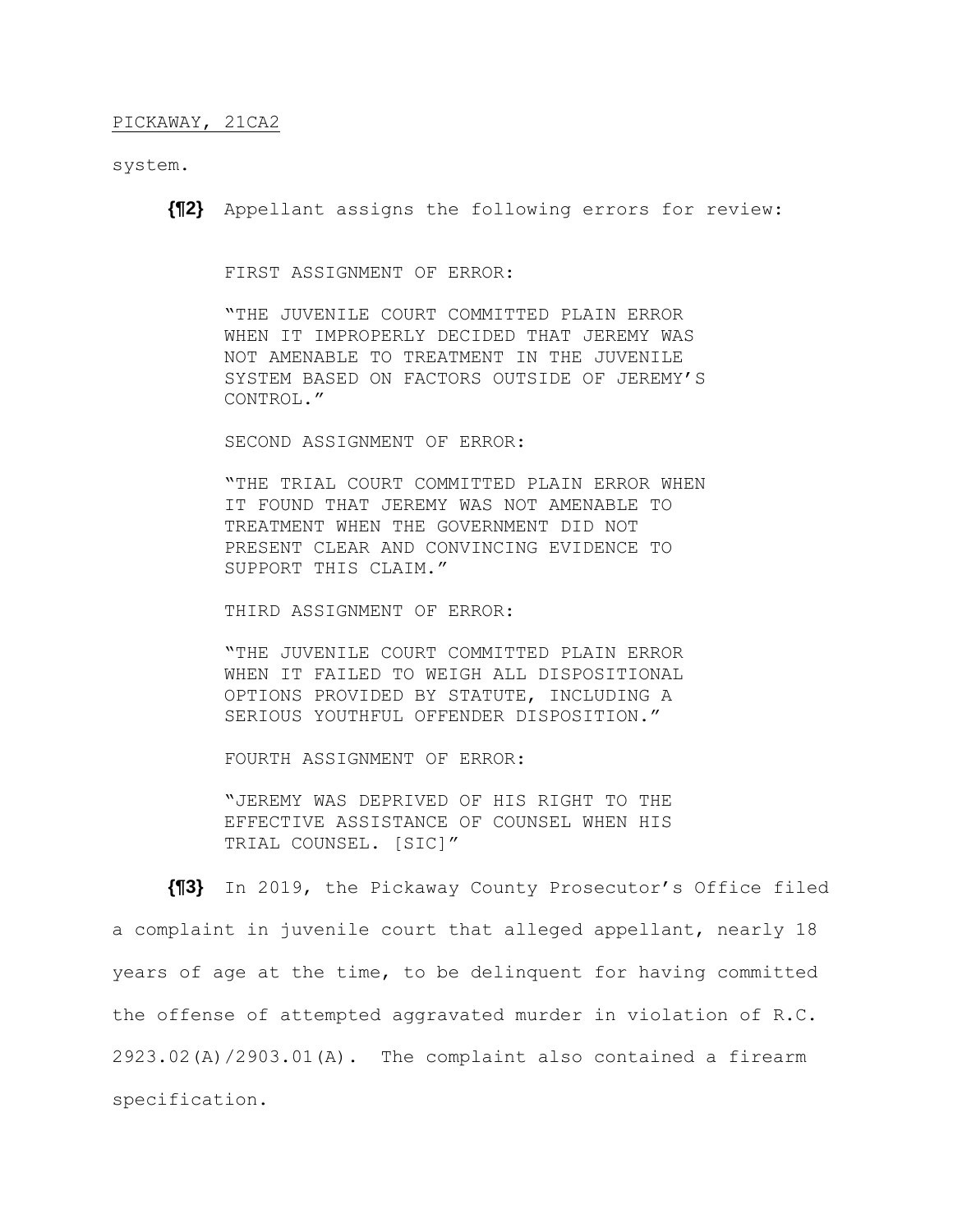system.

**{¶2}** Appellant assigns the following errors for review:

FIRST ASSIGNMENT OF ERROR:

"THE JUVENILE COURT COMMITTED PLAIN ERROR WHEN IT IMPROPERLY DECIDED THAT JEREMY WAS NOT AMENABLE TO TREATMENT IN THE JUVENILE SYSTEM BASED ON FACTORS OUTSIDE OF JEREMY'S CONTROL."

SECOND ASSIGNMENT OF ERROR:

"THE TRIAL COURT COMMITTED PLAIN ERROR WHEN IT FOUND THAT JEREMY WAS NOT AMENABLE TO TREATMENT WHEN THE GOVERNMENT DID NOT PRESENT CLEAR AND CONVINCING EVIDENCE TO SUPPORT THIS CLAIM."

THIRD ASSIGNMENT OF ERROR:

"THE JUVENILE COURT COMMITTED PLAIN ERROR WHEN IT FAILED TO WEIGH ALL DISPOSITIONAL OPTIONS PROVIDED BY STATUTE, INCLUDING A SERIOUS YOUTHFUL OFFENDER DISPOSITION."

FOURTH ASSIGNMENT OF ERROR:

"JEREMY WAS DEPRIVED OF HIS RIGHT TO THE EFFECTIVE ASSISTANCE OF COUNSEL WHEN HIS TRIAL COUNSEL. [SIC]"

**{¶3}** In 2019, the Pickaway County Prosecutor's Office filed a complaint in juvenile court that alleged appellant, nearly 18 years of age at the time, to be delinquent for having committed the offense of attempted aggravated murder in violation of R.C. 2923.02(A)/2903.01(A). The complaint also contained a firearm specification.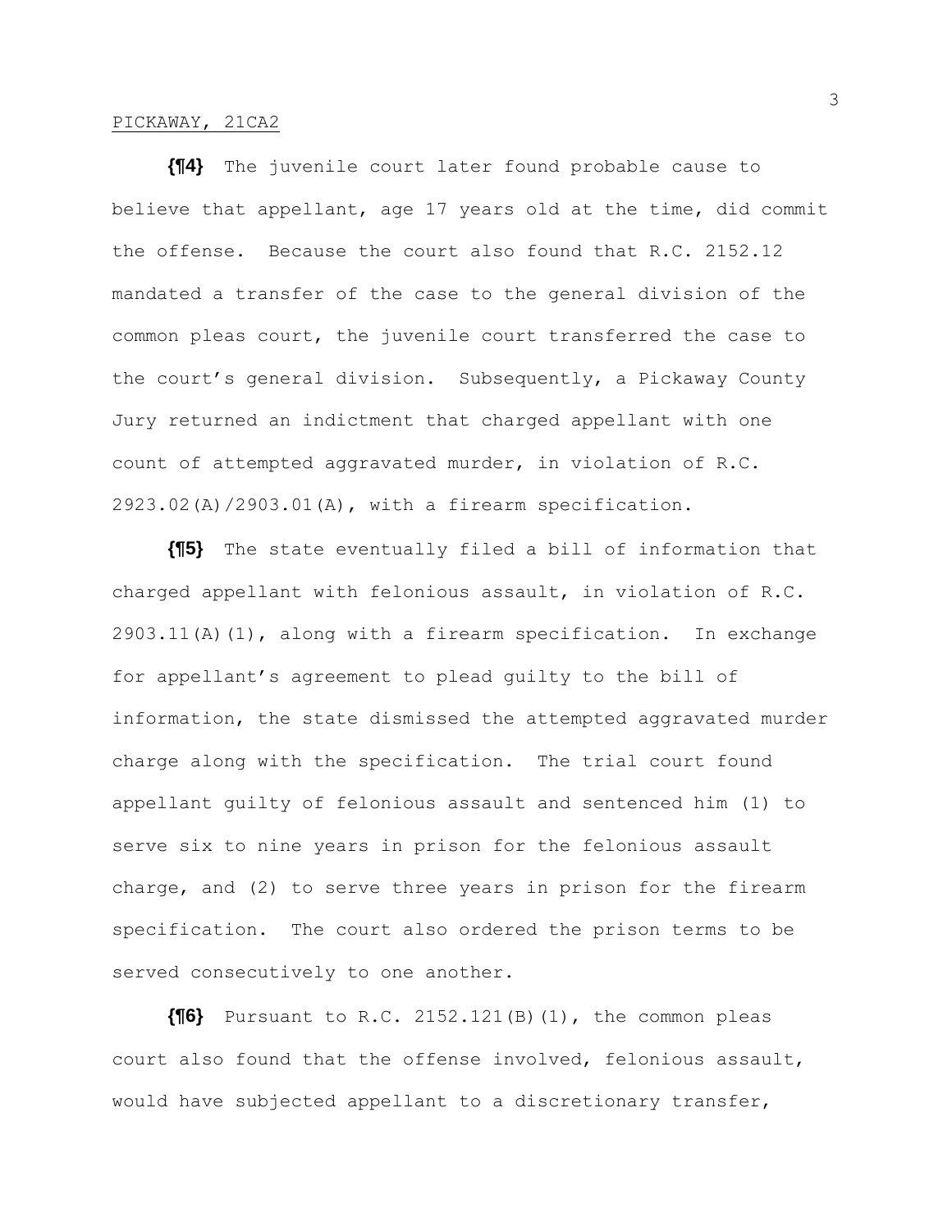**{¶4}** The juvenile court later found probable cause to believe that appellant, age 17 years old at the time, did commit the offense. Because the court also found that R.C. 2152.12 mandated a transfer of the case to the general division of the common pleas court, the juvenile court transferred the case to the court's general division. Subsequently, a Pickaway County Jury returned an indictment that charged appellant with one count of attempted aggravated murder, in violation of R.C. 2923.02(A)/2903.01(A), with a firearm specification.

**{¶5}** The state eventually filed a bill of information that charged appellant with felonious assault, in violation of R.C. 2903.11(A)(1), along with a firearm specification. In exchange for appellant's agreement to plead guilty to the bill of information, the state dismissed the attempted aggravated murder charge along with the specification. The trial court found appellant guilty of felonious assault and sentenced him (1) to serve six to nine years in prison for the felonious assault charge, and (2) to serve three years in prison for the firearm specification. The court also ordered the prison terms to be served consecutively to one another.

**{¶6}** Pursuant to R.C. 2152.121(B)(1), the common pleas court also found that the offense involved, felonious assault, would have subjected appellant to a discretionary transfer,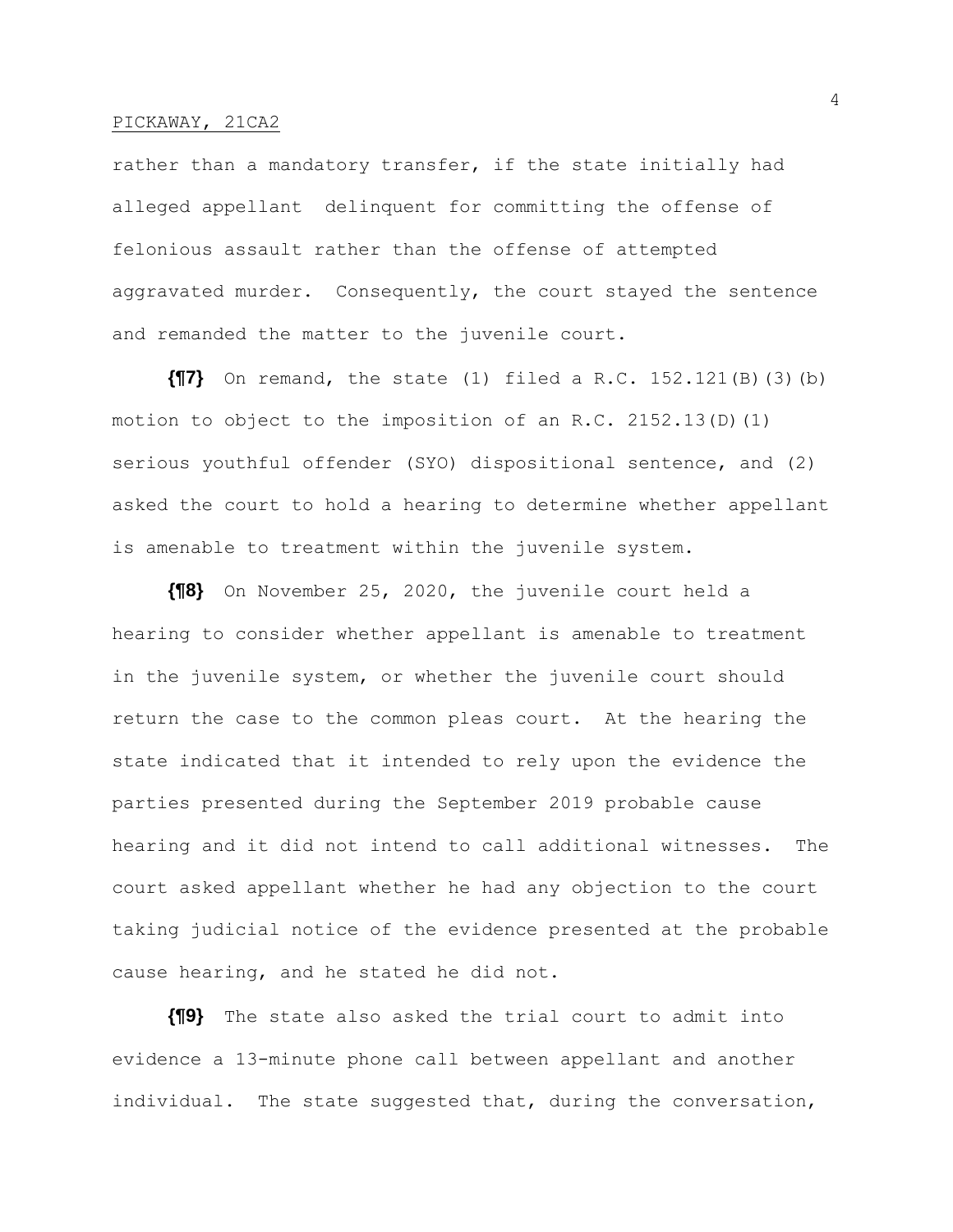rather than a mandatory transfer, if the state initially had alleged appellant delinquent for committing the offense of felonious assault rather than the offense of attempted aggravated murder. Consequently, the court stayed the sentence and remanded the matter to the juvenile court.

**{¶7}** On remand, the state (1) filed a R.C. 152.121(B)(3)(b) motion to object to the imposition of an R.C. 2152.13(D)(1) serious youthful offender (SYO) dispositional sentence, and (2) asked the court to hold a hearing to determine whether appellant is amenable to treatment within the juvenile system.

**{¶8}** On November 25, 2020, the juvenile court held a hearing to consider whether appellant is amenable to treatment in the juvenile system, or whether the juvenile court should return the case to the common pleas court. At the hearing the state indicated that it intended to rely upon the evidence the parties presented during the September 2019 probable cause hearing and it did not intend to call additional witnesses. The court asked appellant whether he had any objection to the court taking judicial notice of the evidence presented at the probable cause hearing, and he stated he did not.

**{¶9}** The state also asked the trial court to admit into evidence a 13-minute phone call between appellant and another individual. The state suggested that, during the conversation,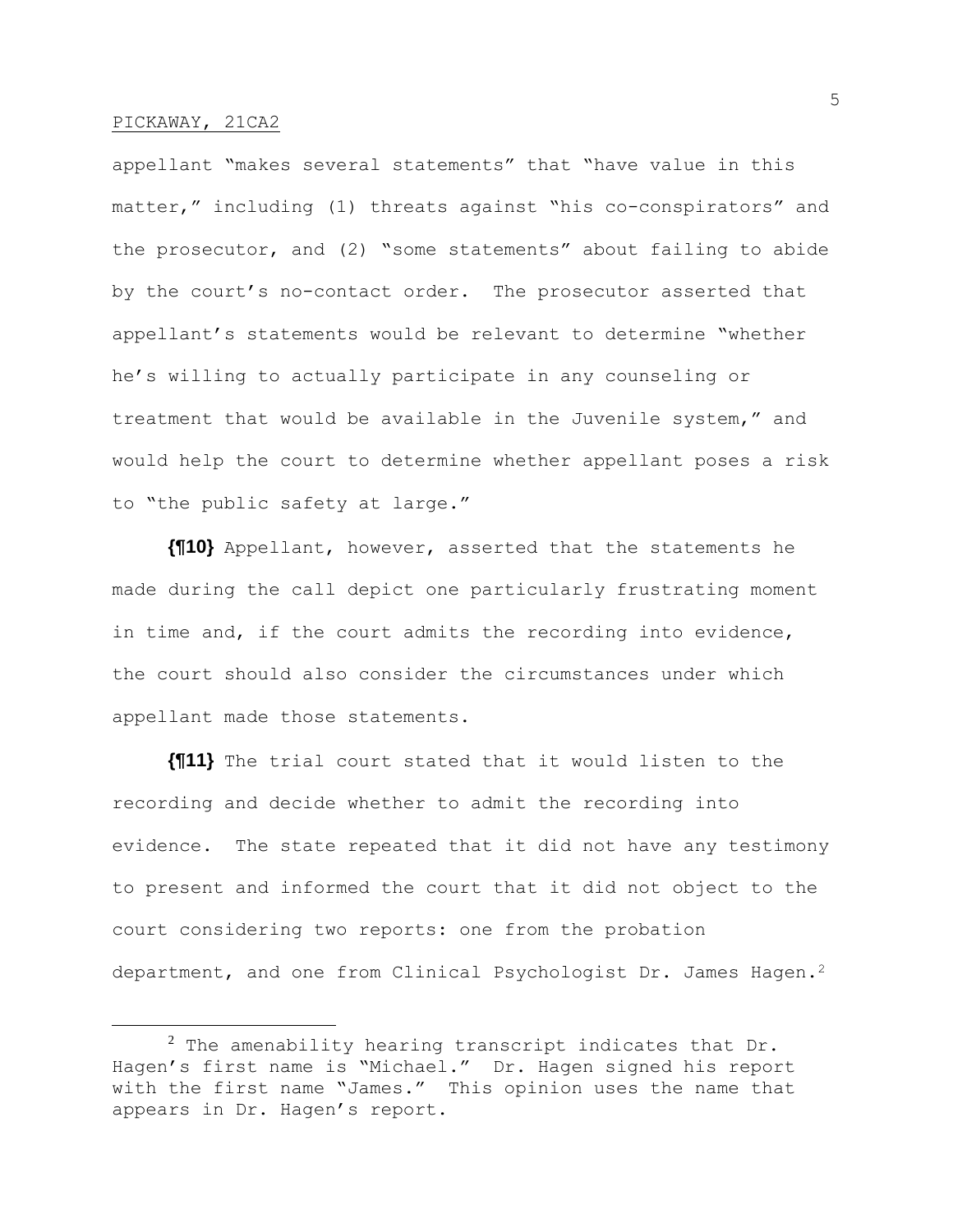appellant "makes several statements" that "have value in this matter," including (1) threats against "his co-conspirators" and the prosecutor, and (2) "some statements" about failing to abide by the court's no-contact order. The prosecutor asserted that appellant's statements would be relevant to determine "whether he's willing to actually participate in any counseling or treatment that would be available in the Juvenile system," and would help the court to determine whether appellant poses a risk to "the public safety at large."

**{¶10}** Appellant, however, asserted that the statements he made during the call depict one particularly frustrating moment in time and, if the court admits the recording into evidence, the court should also consider the circumstances under which appellant made those statements.

**{¶11}** The trial court stated that it would listen to the recording and decide whether to admit the recording into evidence. The state repeated that it did not have any testimony to present and informed the court that it did not object to the court considering two reports: one from the probation department, and one from Clinical Psychologist Dr. James Hagen.[2]

[2] The amenability hearing transcript indicates that Dr. Hagen's first name is "Michael." Dr. Hagen signed his report with the first name "James." This opinion uses the name that appears in Dr. Hagen's report.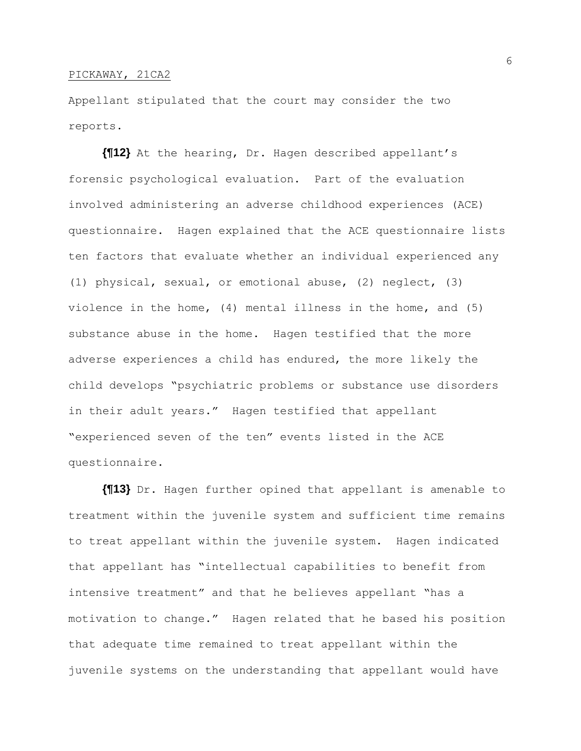Appellant stipulated that the court may consider the two reports.

**{¶12}** At the hearing, Dr. Hagen described appellant's forensic psychological evaluation. Part of the evaluation involved administering an adverse childhood experiences (ACE) questionnaire. Hagen explained that the ACE questionnaire lists ten factors that evaluate whether an individual experienced any (1) physical, sexual, or emotional abuse, (2) neglect, (3) violence in the home, (4) mental illness in the home, and (5) substance abuse in the home. Hagen testified that the more adverse experiences a child has endured, the more likely the child develops "psychiatric problems or substance use disorders in their adult years." Hagen testified that appellant "experienced seven of the ten" events listed in the ACE questionnaire.

**{¶13}** Dr. Hagen further opined that appellant is amenable to treatment within the juvenile system and sufficient time remains to treat appellant within the juvenile system. Hagen indicated that appellant has "intellectual capabilities to benefit from intensive treatment" and that he believes appellant "has a motivation to change." Hagen related that he based his position that adequate time remained to treat appellant within the juvenile systems on the understanding that appellant would have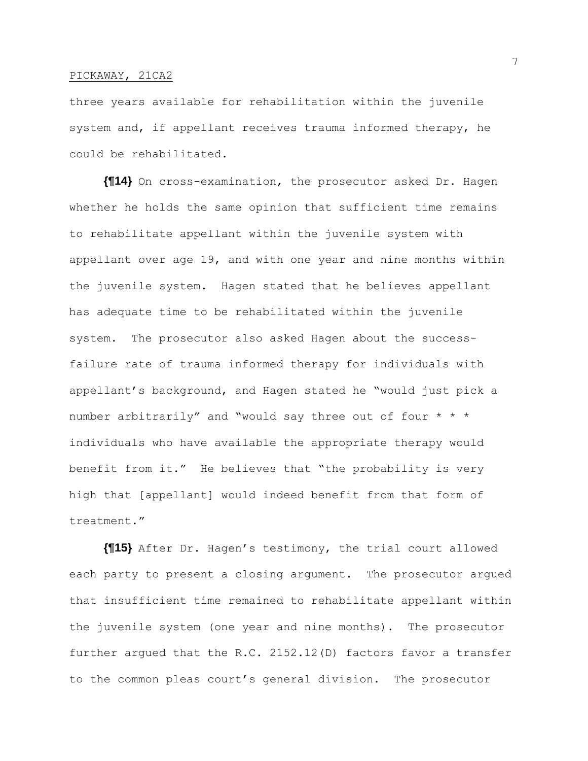three years available for rehabilitation within the juvenile system and, if appellant receives trauma informed therapy, he could be rehabilitated.

**{¶14}** On cross-examination, the prosecutor asked Dr. Hagen whether he holds the same opinion that sufficient time remains to rehabilitate appellant within the juvenile system with appellant over age 19, and with one year and nine months within the juvenile system. Hagen stated that he believes appellant has adequate time to be rehabilitated within the juvenile system. The prosecutor also asked Hagen about the success-failure rate of trauma informed therapy for individuals with appellant's background, and Hagen stated he "would just pick a number arbitrarily" and "would say three out of four * * * individuals who have available the appropriate therapy would benefit from it." He believes that "the probability is very high that [appellant] would indeed benefit from that form of treatment."

**{¶15}** After Dr. Hagen's testimony, the trial court allowed each party to present a closing argument. The prosecutor argued that insufficient time remained to rehabilitate appellant within the juvenile system (one year and nine months). The prosecutor further argued that the R.C. 2152.12(D) factors favor a transfer to the common pleas court's general division. The prosecutor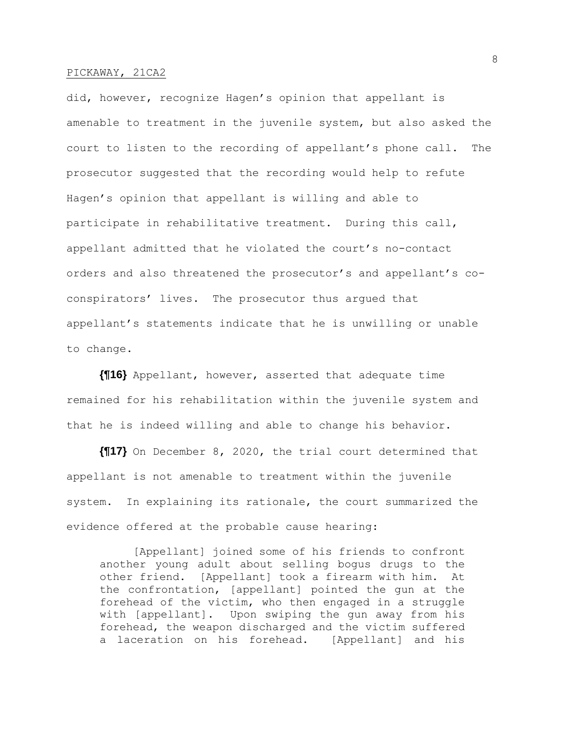did, however, recognize Hagen's opinion that appellant is amenable to treatment in the juvenile system, but also asked the court to listen to the recording of appellant's phone call. The prosecutor suggested that the recording would help to refute Hagen's opinion that appellant is willing and able to participate in rehabilitative treatment. During this call, appellant admitted that he violated the court's no-contact orders and also threatened the prosecutor's and appellant's co-conspirators' lives. The prosecutor thus argued that appellant's statements indicate that he is unwilling or unable to change.

**{¶16}** Appellant, however, asserted that adequate time remained for his rehabilitation within the juvenile system and that he is indeed willing and able to change his behavior.

**{¶17}** On December 8, 2020, the trial court determined that appellant is not amenable to treatment within the juvenile system. In explaining its rationale, the court summarized the evidence offered at the probable cause hearing:

> [Appellant] joined some of his friends to confront another young adult about selling bogus drugs to the other friend. [Appellant] took a firearm with him. At the confrontation, [appellant] pointed the gun at the forehead of the victim, who then engaged in a struggle with [appellant]. Upon swiping the gun away from his forehead, the weapon discharged and the victim suffered a laceration on his forehead. [Appellant] and his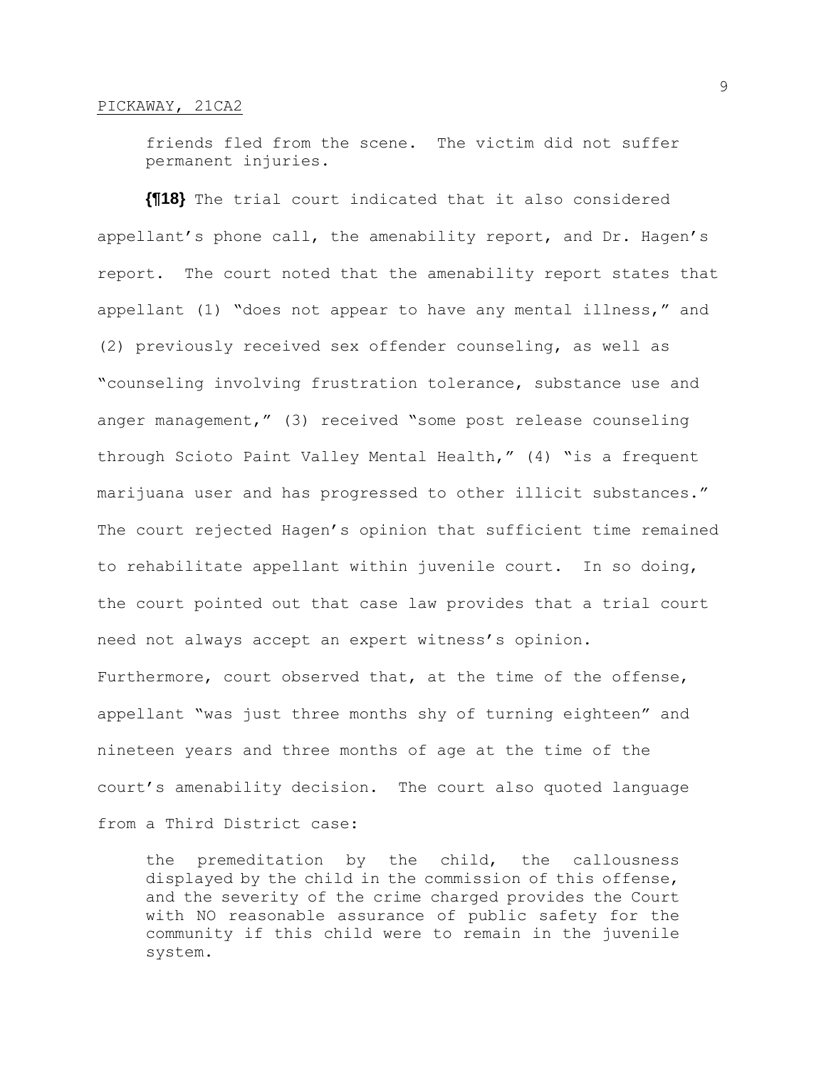> friends fled from the scene. The victim did not suffer permanent injuries.

**{¶18}** The trial court indicated that it also considered appellant's phone call, the amenability report, and Dr. Hagen's report. The court noted that the amenability report states that appellant (1) "does not appear to have any mental illness," and (2) previously received sex offender counseling, as well as "counseling involving frustration tolerance, substance use and anger management," (3) received "some post release counseling through Scioto Paint Valley Mental Health," (4) "is a frequent marijuana user and has progressed to other illicit substances." The court rejected Hagen's opinion that sufficient time remained to rehabilitate appellant within juvenile court. In so doing, the court pointed out that case law provides that a trial court need not always accept an expert witness's opinion. Furthermore, court observed that, at the time of the offense, appellant "was just three months shy of turning eighteen" and nineteen years and three months of age at the time of the court's amenability decision. The court also quoted language from a Third District case:

> the premeditation by the child, the callousness displayed by the child in the commission of this offense, and the severity of the crime charged provides the Court with NO reasonable assurance of public safety for the community if this child were to remain in the juvenile system.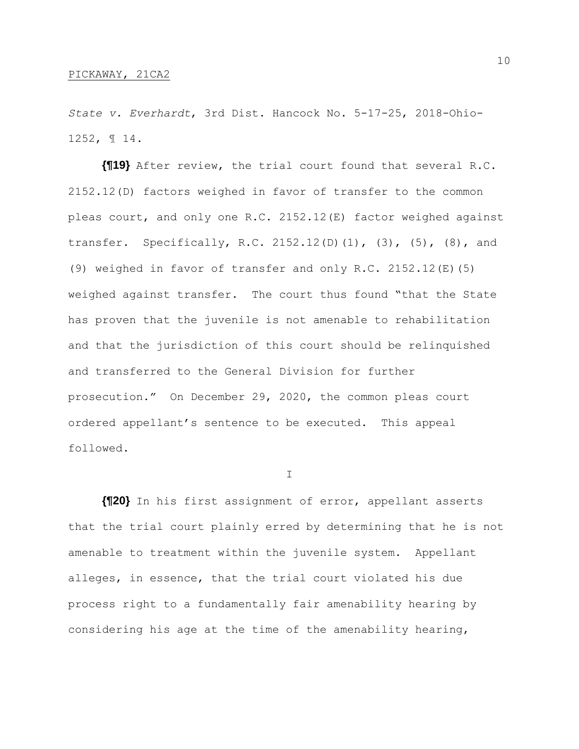*State v. Everhardt*, 3rd Dist. Hancock No. 5-17-25, 2018-Ohio-1252, ¶ 14.

**{¶19}** After review, the trial court found that several R.C. 2152.12(D) factors weighed in favor of transfer to the common pleas court, and only one R.C. 2152.12(E) factor weighed against transfer. Specifically, R.C. 2152.12(D)(1), (3), (5), (8), and (9) weighed in favor of transfer and only R.C. 2152.12(E)(5) weighed against transfer. The court thus found "that the State has proven that the juvenile is not amenable to rehabilitation and that the jurisdiction of this court should be relinquished and transferred to the General Division for further prosecution." On December 29, 2020, the common pleas court ordered appellant's sentence to be executed. This appeal followed.

I

**{¶20}** In his first assignment of error, appellant asserts that the trial court plainly erred by determining that he is not amenable to treatment within the juvenile system. Appellant alleges, in essence, that the trial court violated his due process right to a fundamentally fair amenability hearing by considering his age at the time of the amenability hearing,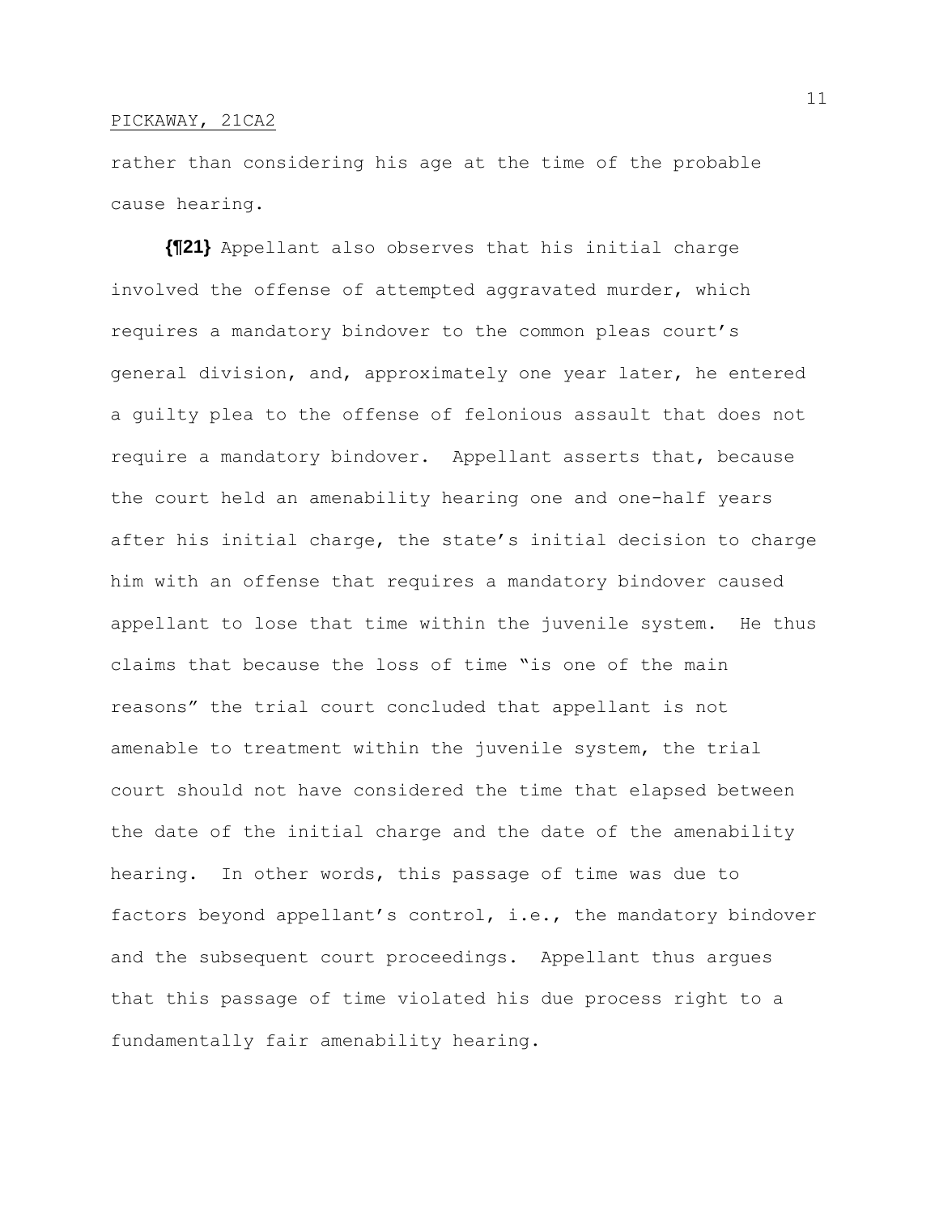rather than considering his age at the time of the probable cause hearing.

**{¶21}** Appellant also observes that his initial charge involved the offense of attempted aggravated murder, which requires a mandatory bindover to the common pleas court's general division, and, approximately one year later, he entered a guilty plea to the offense of felonious assault that does not require a mandatory bindover. Appellant asserts that, because the court held an amenability hearing one and one-half years after his initial charge, the state's initial decision to charge him with an offense that requires a mandatory bindover caused appellant to lose that time within the juvenile system. He thus claims that because the loss of time "is one of the main reasons" the trial court concluded that appellant is not amenable to treatment within the juvenile system, the trial court should not have considered the time that elapsed between the date of the initial charge and the date of the amenability hearing. In other words, this passage of time was due to factors beyond appellant's control, i.e., the mandatory bindover and the subsequent court proceedings. Appellant thus argues that this passage of time violated his due process right to a fundamentally fair amenability hearing.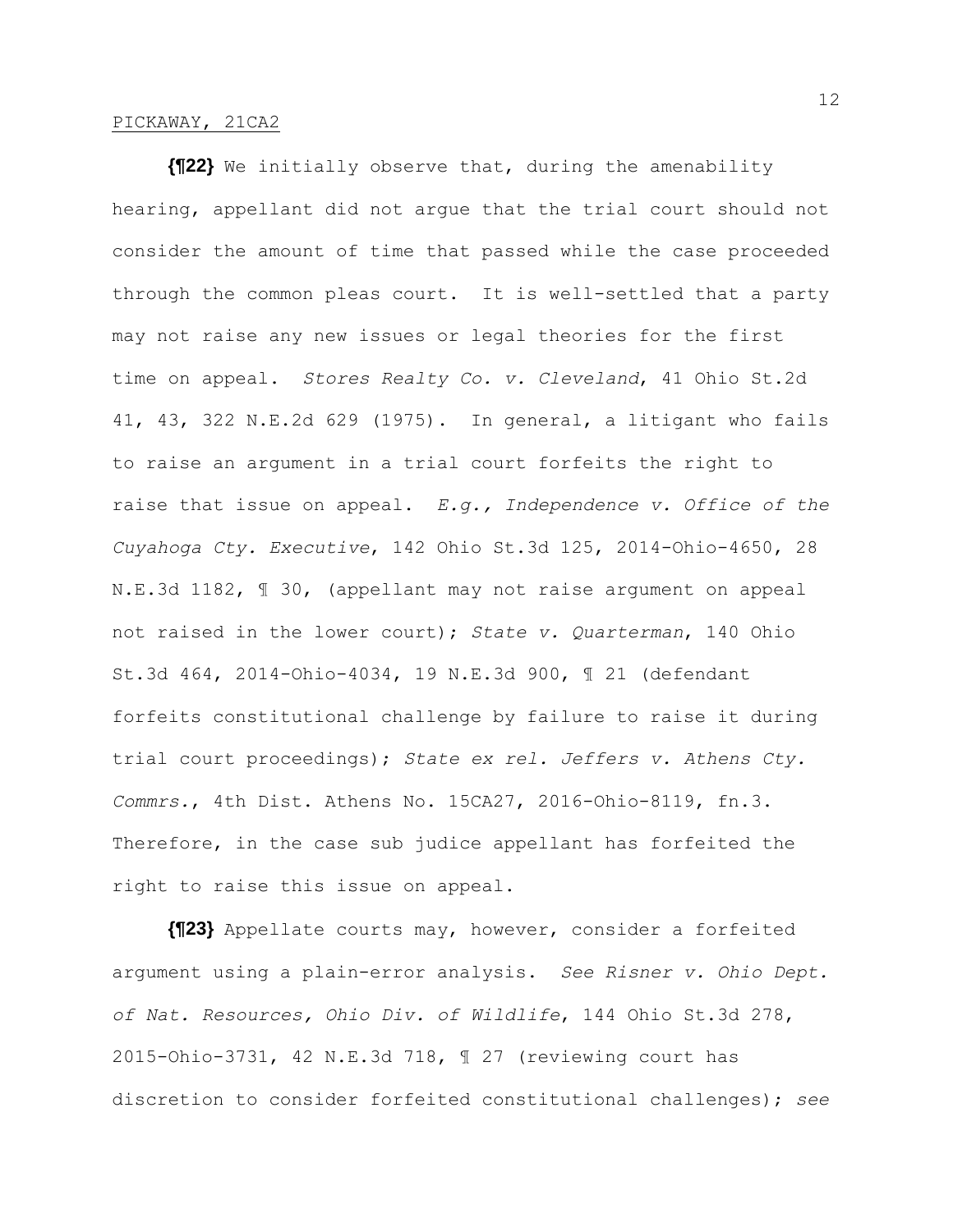**{¶22}** We initially observe that, during the amenability hearing, appellant did not argue that the trial court should not consider the amount of time that passed while the case proceeded through the common pleas court. It is well-settled that a party may not raise any new issues or legal theories for the first time on appeal. *Stores Realty Co. v. Cleveland*, 41 Ohio St.2d 41, 43, 322 N.E.2d 629 (1975). In general, a litigant who fails to raise an argument in a trial court forfeits the right to raise that issue on appeal. *E.g., Independence v. Office of the Cuyahoga Cty. Executive*, 142 Ohio St.3d 125, 2014-Ohio-4650, 28 N.E.3d 1182, ¶ 30, (appellant may not raise argument on appeal not raised in the lower court); *State v. Quarterman*, 140 Ohio St.3d 464, 2014-Ohio-4034, 19 N.E.3d 900, ¶ 21 (defendant forfeits constitutional challenge by failure to raise it during trial court proceedings); *State ex rel. Jeffers v. Athens Cty. Commrs.*, 4th Dist. Athens No. 15CA27, 2016-Ohio-8119, fn.3. Therefore, in the case sub judice appellant has forfeited the right to raise this issue on appeal.

**{¶23}** Appellate courts may, however, consider a forfeited argument using a plain-error analysis. *See Risner v. Ohio Dept. of Nat. Resources, Ohio Div. of Wildlife*, 144 Ohio St.3d 278, 2015-Ohio-3731, 42 N.E.3d 718, ¶ 27 (reviewing court has discretion to consider forfeited constitutional challenges); *see*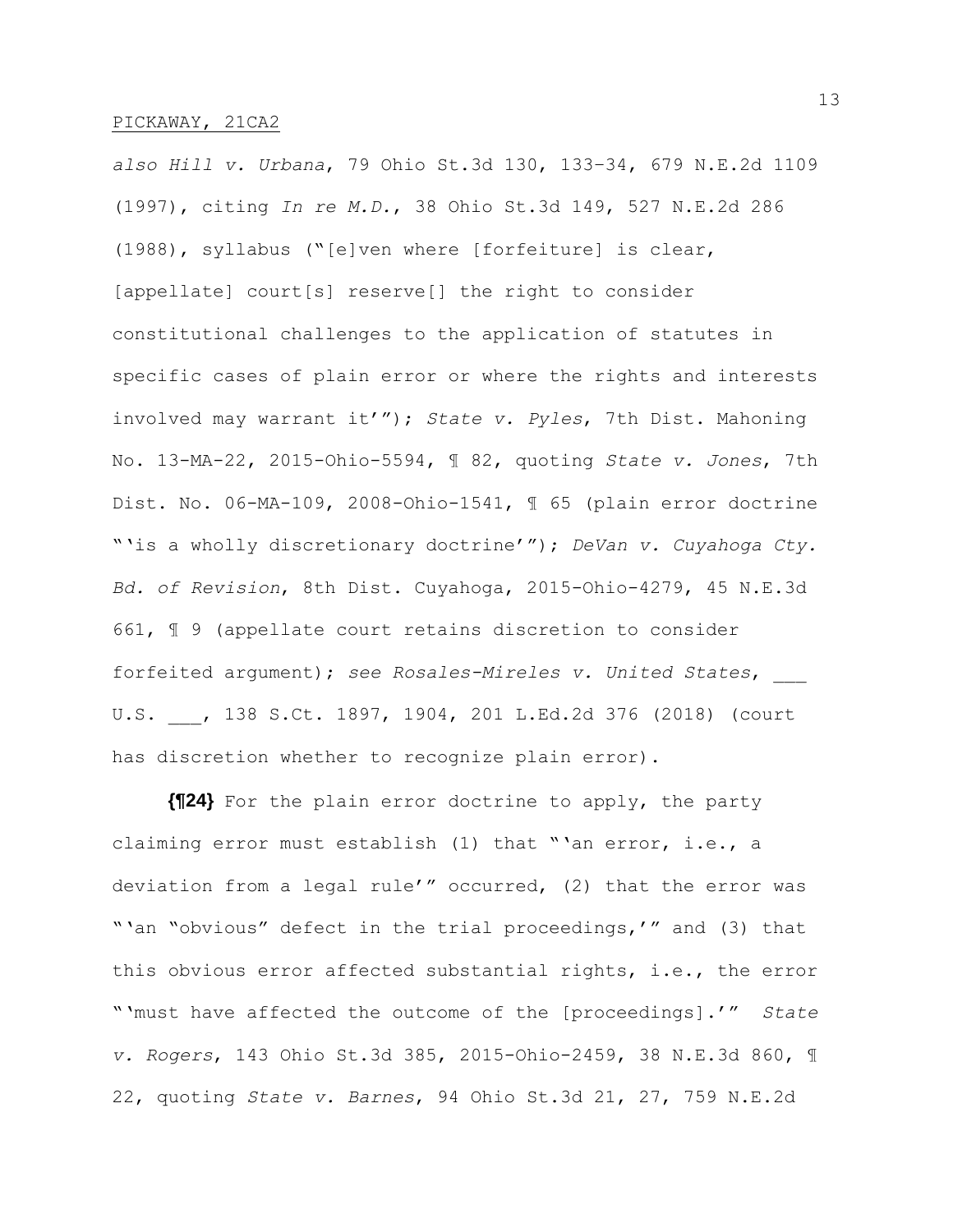*also Hill v. Urbana*, 79 Ohio St.3d 130, 133–34, 679 N.E.2d 1109 (1997), citing *In re M.D.*, 38 Ohio St.3d 149, 527 N.E.2d 286 (1988), syllabus ("[e]ven where [forfeiture] is clear, [appellate] court[s] reserve[] the right to consider constitutional challenges to the application of statutes in specific cases of plain error or where the rights and interests involved may warrant it'"); *State v. Pyles*, 7th Dist. Mahoning No. 13-MA-22, 2015-Ohio-5594, ¶ 82, quoting *State v. Jones*, 7th Dist. No. 06-MA-109, 2008-Ohio-1541, ¶ 65 (plain error doctrine "'is a wholly discretionary doctrine'"); *DeVan v. Cuyahoga Cty. Bd. of Revision*, 8th Dist. Cuyahoga, 2015-Ohio-4279, 45 N.E.3d 661, ¶ 9 (appellate court retains discretion to consider forfeited argument); *see Rosales-Mireles v. United States*, ___ U.S. ___, 138 S.Ct. 1897, 1904, 201 L.Ed.2d 376 (2018) (court has discretion whether to recognize plain error).

**{¶24}** For the plain error doctrine to apply, the party claiming error must establish (1) that "'an error, i.e., a deviation from a legal rule'" occurred, (2) that the error was "'an "obvious" defect in the trial proceedings,'" and (3) that this obvious error affected substantial rights, i.e., the error "'must have affected the outcome of the [proceedings].'" *State v. Rogers*, 143 Ohio St.3d 385, 2015-Ohio-2459, 38 N.E.3d 860, ¶ 22, quoting *State v. Barnes*, 94 Ohio St.3d 21, 27, 759 N.E.2d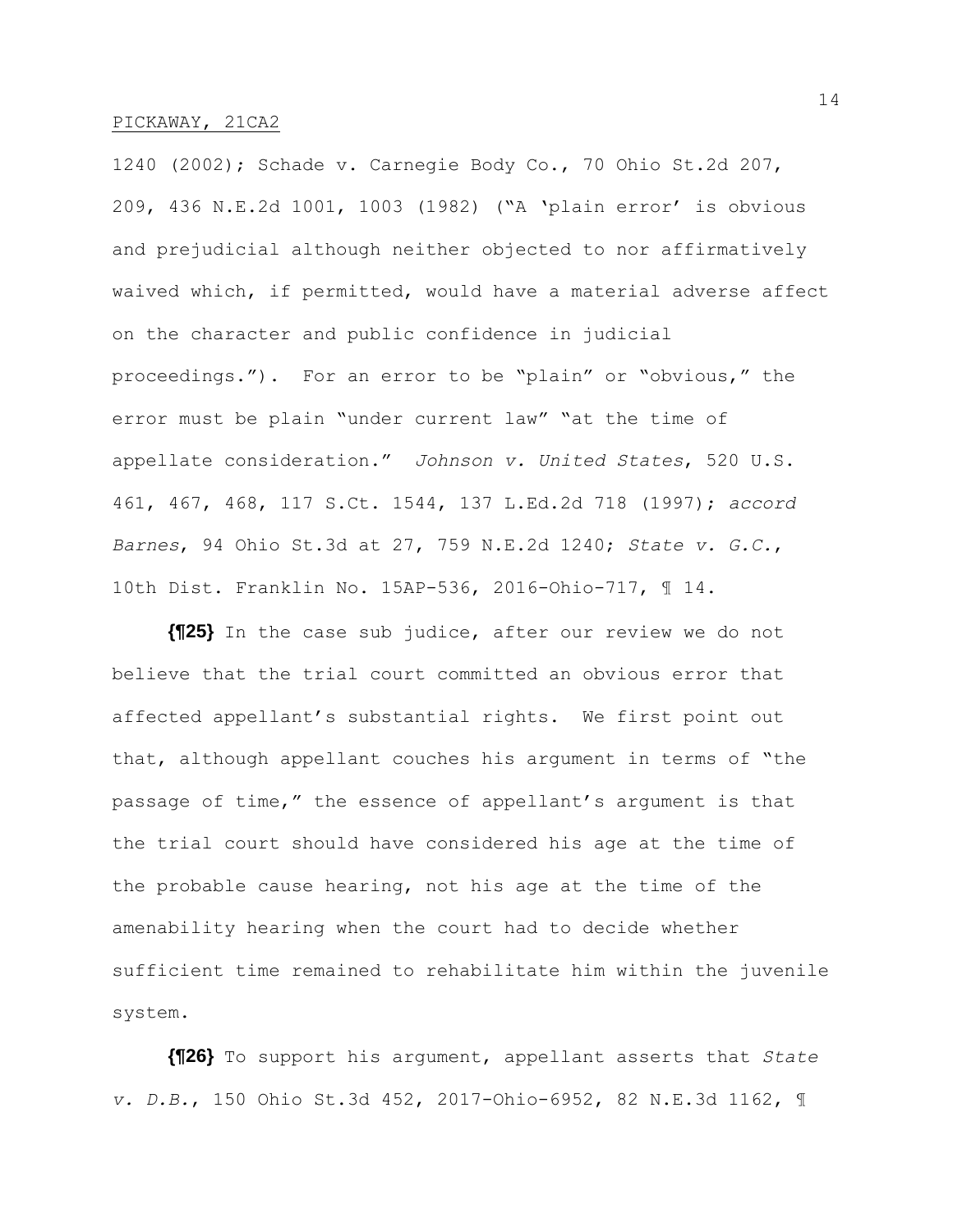1240 (2002); Schade v. Carnegie Body Co., 70 Ohio St.2d 207, 209, 436 N.E.2d 1001, 1003 (1982) ("A 'plain error' is obvious and prejudicial although neither objected to nor affirmatively waived which, if permitted, would have a material adverse affect on the character and public confidence in judicial proceedings."). For an error to be "plain" or "obvious," the error must be plain "under current law" "at the time of appellate consideration." *Johnson v. United States*, 520 U.S. 461, 467, 468, 117 S.Ct. 1544, 137 L.Ed.2d 718 (1997); *accord Barnes*, 94 Ohio St.3d at 27, 759 N.E.2d 1240; *State v. G.C.*, 10th Dist. Franklin No. 15AP-536, 2016-Ohio-717, ¶ 14.

**{¶25}** In the case sub judice, after our review we do not believe that the trial court committed an obvious error that affected appellant's substantial rights. We first point out that, although appellant couches his argument in terms of "the passage of time," the essence of appellant's argument is that the trial court should have considered his age at the time of the probable cause hearing, not his age at the time of the amenability hearing when the court had to decide whether sufficient time remained to rehabilitate him within the juvenile system.

**{¶26}** To support his argument, appellant asserts that *State v. D.B.*, 150 Ohio St.3d 452, 2017-Ohio-6952, 82 N.E.3d 1162, ¶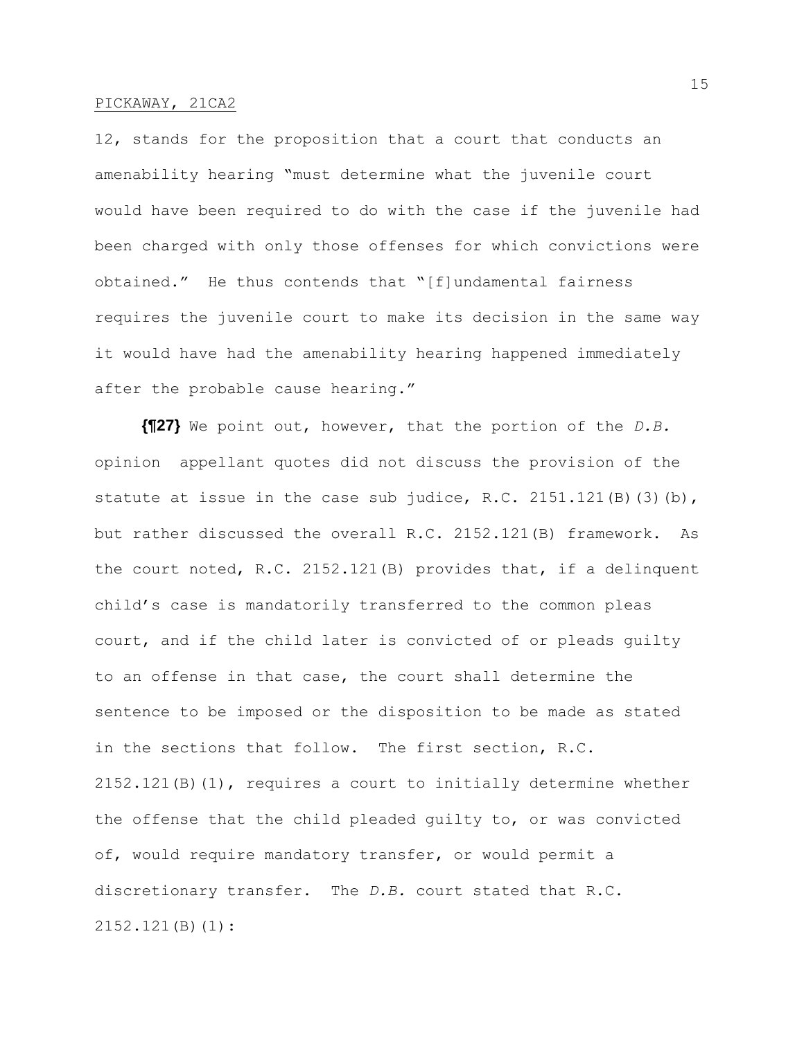12, stands for the proposition that a court that conducts an amenability hearing "must determine what the juvenile court would have been required to do with the case if the juvenile had been charged with only those offenses for which convictions were obtained." He thus contends that "[f]undamental fairness requires the juvenile court to make its decision in the same way it would have had the amenability hearing happened immediately after the probable cause hearing."

**{¶27}** We point out, however, that the portion of the *D.B.* opinion appellant quotes did not discuss the provision of the statute at issue in the case sub judice, R.C. 2151.121(B)(3)(b), but rather discussed the overall R.C. 2152.121(B) framework. As the court noted, R.C. 2152.121(B) provides that, if a delinquent child's case is mandatorily transferred to the common pleas court, and if the child later is convicted of or pleads guilty to an offense in that case, the court shall determine the sentence to be imposed or the disposition to be made as stated in the sections that follow. The first section, R.C. 2152.121(B)(1), requires a court to initially determine whether the offense that the child pleaded guilty to, or was convicted of, would require mandatory transfer, or would permit a discretionary transfer. The *D.B.* court stated that R.C. 2152.121(B)(1):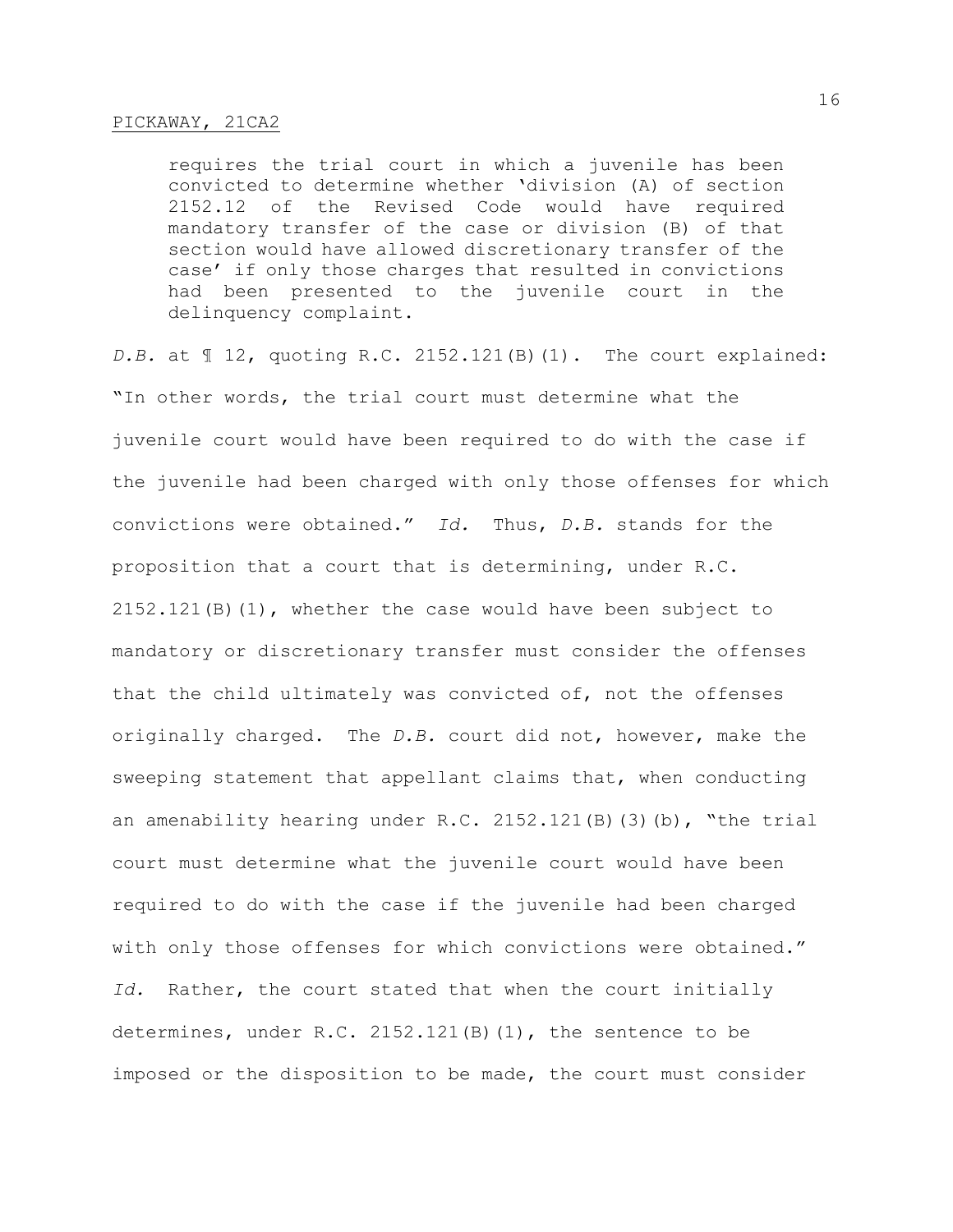> requires the trial court in which a juvenile has been convicted to determine whether 'division (A) of section 2152.12 of the Revised Code would have required mandatory transfer of the case or division (B) of that section would have allowed discretionary transfer of the case' if only those charges that resulted in convictions had been presented to the juvenile court in the delinquency complaint.

*D.B.* at ¶ 12, quoting R.C. 2152.121(B)(1). The court explained: "In other words, the trial court must determine what the juvenile court would have been required to do with the case if the juvenile had been charged with only those offenses for which convictions were obtained." *Id.* Thus, *D.B.* stands for the proposition that a court that is determining, under R.C. 2152.121(B)(1), whether the case would have been subject to mandatory or discretionary transfer must consider the offenses that the child ultimately was convicted of, not the offenses originally charged. The *D.B.* court did not, however, make the sweeping statement that appellant claims that, when conducting an amenability hearing under R.C. 2152.121(B)(3)(b), "the trial court must determine what the juvenile court would have been required to do with the case if the juvenile had been charged with only those offenses for which convictions were obtained." *Id.* Rather, the court stated that when the court initially determines, under R.C. 2152.121(B)(1), the sentence to be imposed or the disposition to be made, the court must consider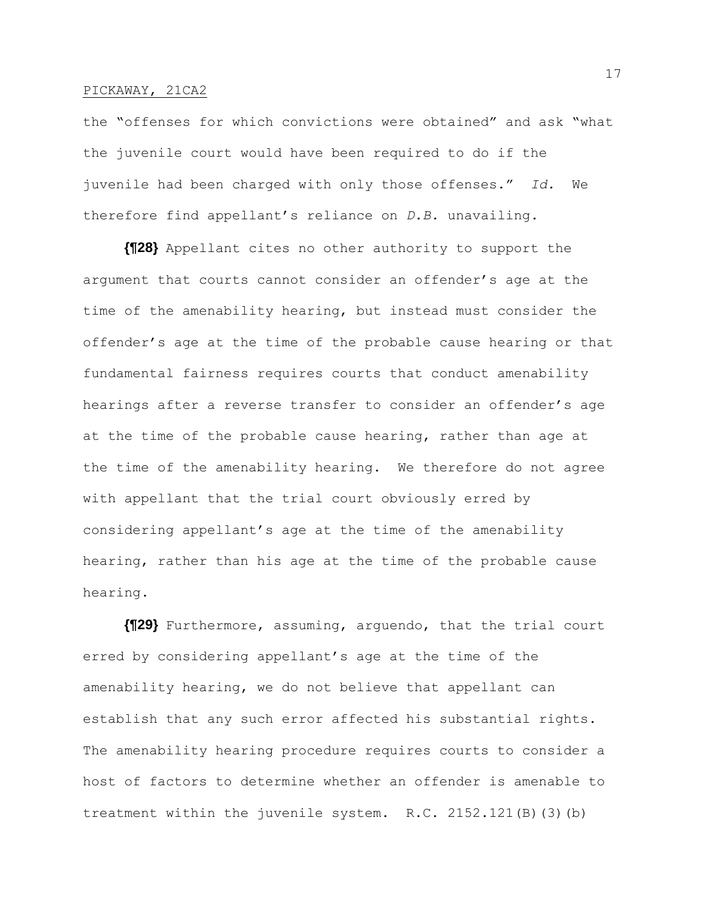the "offenses for which convictions were obtained" and ask "what the juvenile court would have been required to do if the juvenile had been charged with only those offenses." *Id.* We therefore find appellant's reliance on *D.B.* unavailing.

**{¶28}** Appellant cites no other authority to support the argument that courts cannot consider an offender's age at the time of the amenability hearing, but instead must consider the offender's age at the time of the probable cause hearing or that fundamental fairness requires courts that conduct amenability hearings after a reverse transfer to consider an offender's age at the time of the probable cause hearing, rather than age at the time of the amenability hearing. We therefore do not agree with appellant that the trial court obviously erred by considering appellant's age at the time of the amenability hearing, rather than his age at the time of the probable cause hearing.

**{¶29}** Furthermore, assuming, arguendo, that the trial court erred by considering appellant's age at the time of the amenability hearing, we do not believe that appellant can establish that any such error affected his substantial rights. The amenability hearing procedure requires courts to consider a host of factors to determine whether an offender is amenable to treatment within the juvenile system. R.C. 2152.121(B)(3)(b)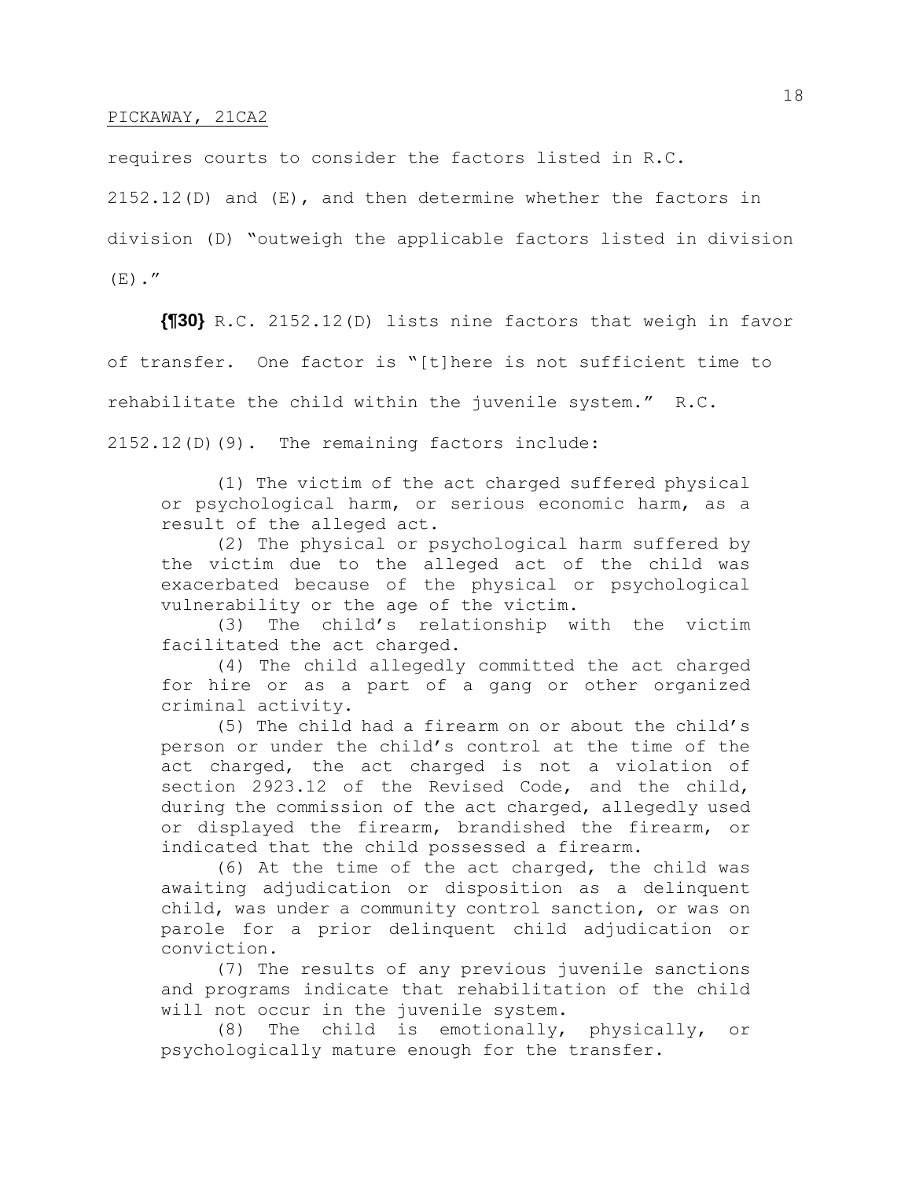requires courts to consider the factors listed in R.C. 2152.12(D) and (E), and then determine whether the factors in division (D) "outweigh the applicable factors listed in division (E)."

**{¶30}** R.C. 2152.12(D) lists nine factors that weigh in favor of transfer. One factor is "[t]here is not sufficient time to rehabilitate the child within the juvenile system." R.C. 2152.12(D)(9). The remaining factors include:

> (1) The victim of the act charged suffered physical or psychological harm, or serious economic harm, as a result of the alleged act.
>
> (2) The physical or psychological harm suffered by the victim due to the alleged act of the child was exacerbated because of the physical or psychological vulnerability or the age of the victim.
>
> (3) The child's relationship with the victim facilitated the act charged.
>
> (4) The child allegedly committed the act charged for hire or as a part of a gang or other organized criminal activity.
>
> (5) The child had a firearm on or about the child's person or under the child's control at the time of the act charged, the act charged is not a violation of section 2923.12 of the Revised Code, and the child, during the commission of the act charged, allegedly used or displayed the firearm, brandished the firearm, or indicated that the child possessed a firearm.
>
> (6) At the time of the act charged, the child was awaiting adjudication or disposition as a delinquent child, was under a community control sanction, or was on parole for a prior delinquent child adjudication or conviction.
>
> (7) The results of any previous juvenile sanctions and programs indicate that rehabilitation of the child will not occur in the juvenile system.
>
> (8) The child is emotionally, physically, or psychologically mature enough for the transfer.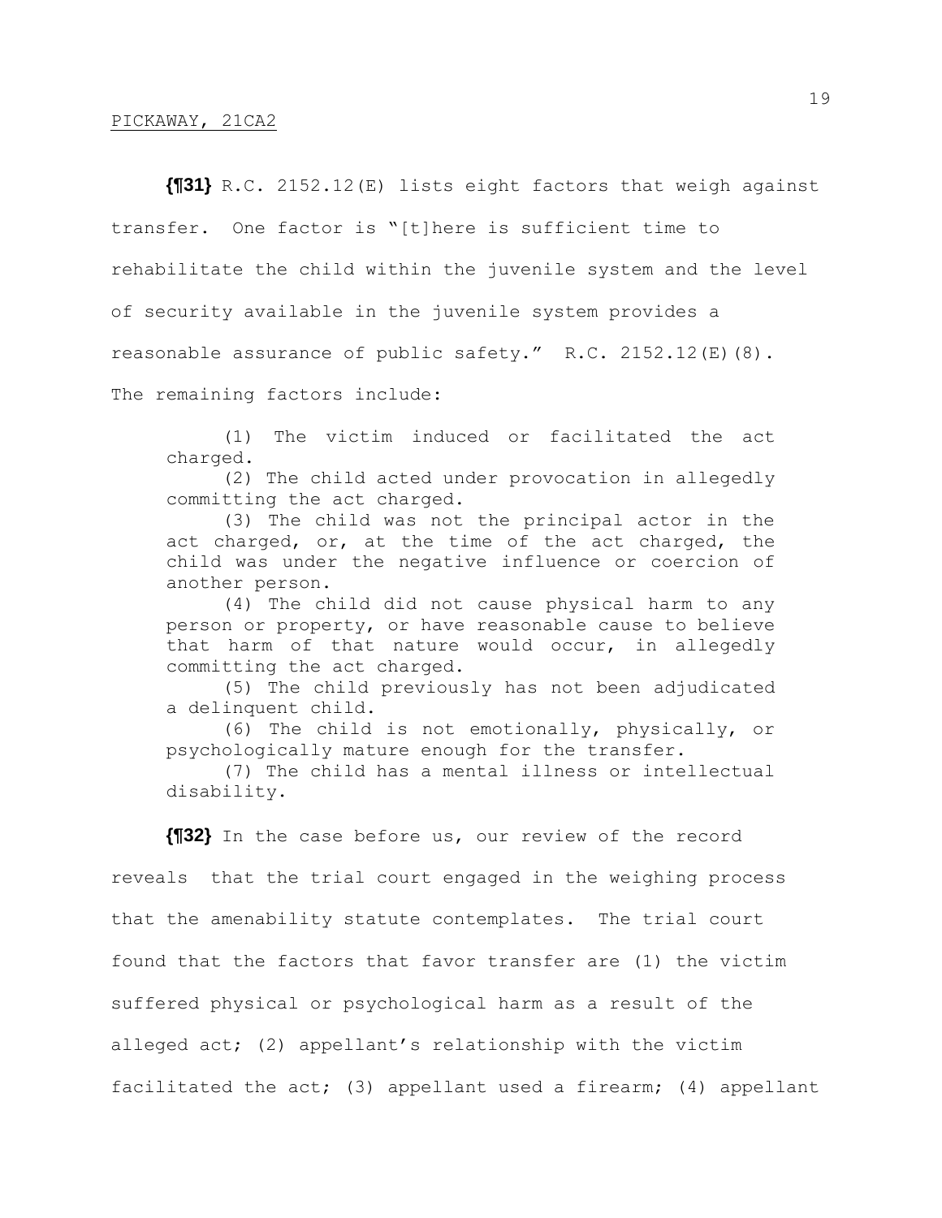**{¶31}** R.C. 2152.12(E) lists eight factors that weigh against transfer. One factor is "[t]here is sufficient time to rehabilitate the child within the juvenile system and the level of security available in the juvenile system provides a reasonable assurance of public safety." R.C. 2152.12(E)(8). The remaining factors include:

> (1) The victim induced or facilitated the act charged.
>
> (2) The child acted under provocation in allegedly committing the act charged.
>
> (3) The child was not the principal actor in the act charged, or, at the time of the act charged, the child was under the negative influence or coercion of another person.
>
> (4) The child did not cause physical harm to any person or property, or have reasonable cause to believe that harm of that nature would occur, in allegedly committing the act charged.
>
> (5) The child previously has not been adjudicated a delinquent child.
>
> (6) The child is not emotionally, physically, or psychologically mature enough for the transfer.
>
> (7) The child has a mental illness or intellectual disability.

**{¶32}** In the case before us, our review of the record reveals that the trial court engaged in the weighing process that the amenability statute contemplates. The trial court found that the factors that favor transfer are (1) the victim suffered physical or psychological harm as a result of the alleged act; (2) appellant's relationship with the victim facilitated the act; (3) appellant used a firearm; (4) appellant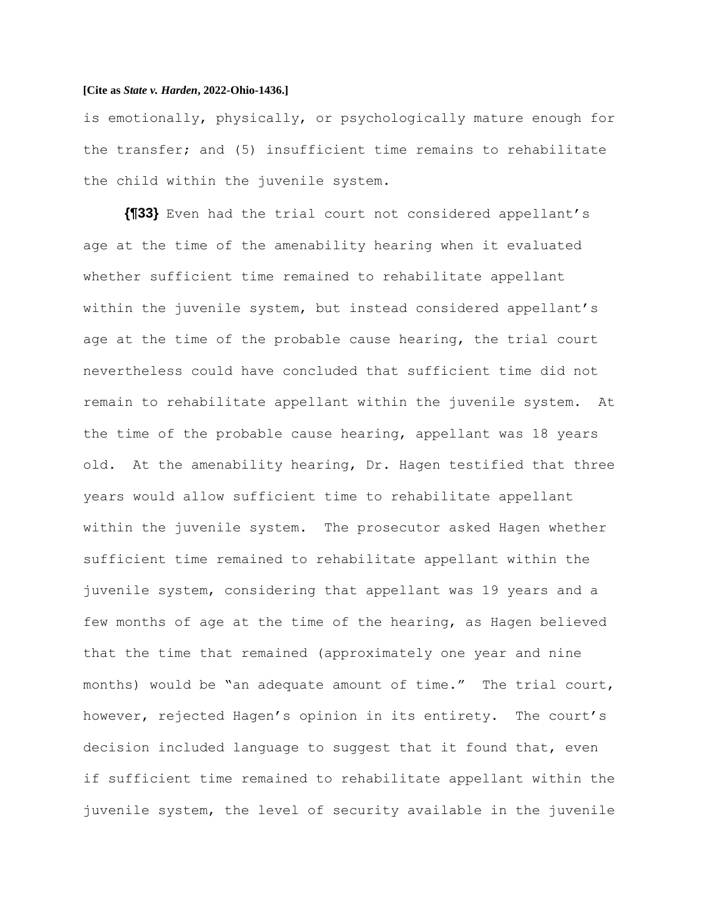is emotionally, physically, or psychologically mature enough for the transfer; and (5) insufficient time remains to rehabilitate the child within the juvenile system.

**{¶33}** Even had the trial court not considered appellant's age at the time of the amenability hearing when it evaluated whether sufficient time remained to rehabilitate appellant within the juvenile system, but instead considered appellant's age at the time of the probable cause hearing, the trial court nevertheless could have concluded that sufficient time did not remain to rehabilitate appellant within the juvenile system. At the time of the probable cause hearing, appellant was 18 years old. At the amenability hearing, Dr. Hagen testified that three years would allow sufficient time to rehabilitate appellant within the juvenile system. The prosecutor asked Hagen whether sufficient time remained to rehabilitate appellant within the juvenile system, considering that appellant was 19 years and a few months of age at the time of the hearing, as Hagen believed that the time that remained (approximately one year and nine months) would be "an adequate amount of time." The trial court, however, rejected Hagen's opinion in its entirety. The court's decision included language to suggest that it found that, even if sufficient time remained to rehabilitate appellant within the juvenile system, the level of security available in the juvenile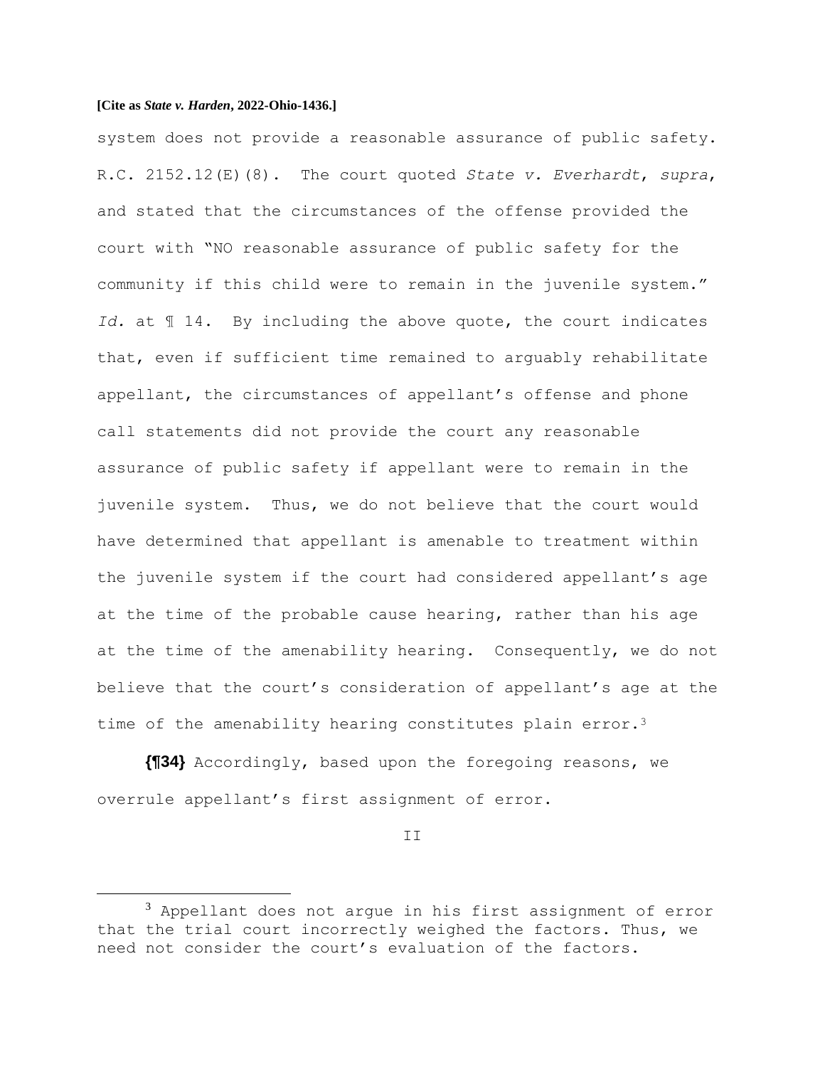system does not provide a reasonable assurance of public safety. R.C. 2152.12(E)(8). The court quoted *State v. Everhardt*, *supra*, and stated that the circumstances of the offense provided the court with "NO reasonable assurance of public safety for the community if this child were to remain in the juvenile system." *Id.* at ¶ 14. By including the above quote, the court indicates that, even if sufficient time remained to arguably rehabilitate appellant, the circumstances of appellant's offense and phone call statements did not provide the court any reasonable assurance of public safety if appellant were to remain in the juvenile system. Thus, we do not believe that the court would have determined that appellant is amenable to treatment within the juvenile system if the court had considered appellant's age at the time of the probable cause hearing, rather than his age at the time of the amenability hearing. Consequently, we do not believe that the court's consideration of appellant's age at the time of the amenability hearing constitutes plain error.[3]

**{¶34}** Accordingly, based upon the foregoing reasons, we overrule appellant's first assignment of error.

II

[3] Appellant does not argue in his first assignment of error that the trial court incorrectly weighed the factors. Thus, we need not consider the court's evaluation of the factors.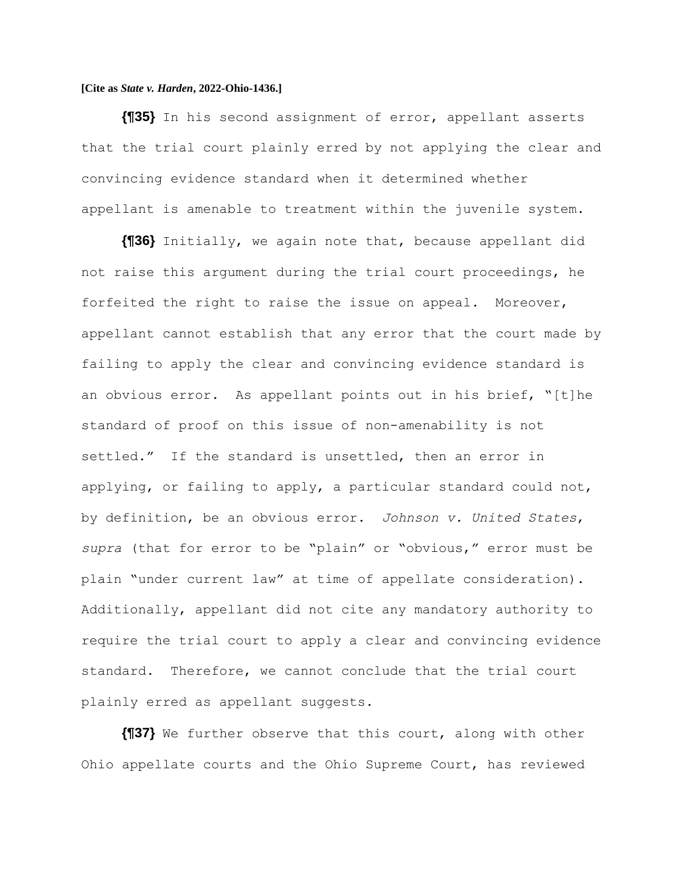**{¶35}** In his second assignment of error, appellant asserts that the trial court plainly erred by not applying the clear and convincing evidence standard when it determined whether appellant is amenable to treatment within the juvenile system.

**{¶36}** Initially, we again note that, because appellant did not raise this argument during the trial court proceedings, he forfeited the right to raise the issue on appeal. Moreover, appellant cannot establish that any error that the court made by failing to apply the clear and convincing evidence standard is an obvious error. As appellant points out in his brief, "[t]he standard of proof on this issue of non-amenability is not settled." If the standard is unsettled, then an error in applying, or failing to apply, a particular standard could not, by definition, be an obvious error. *Johnson v. United States*, *supra* (that for error to be "plain" or "obvious," error must be plain "under current law" at time of appellate consideration). Additionally, appellant did not cite any mandatory authority to require the trial court to apply a clear and convincing evidence standard. Therefore, we cannot conclude that the trial court plainly erred as appellant suggests.

**{¶37}** We further observe that this court, along with other Ohio appellate courts and the Ohio Supreme Court, has reviewed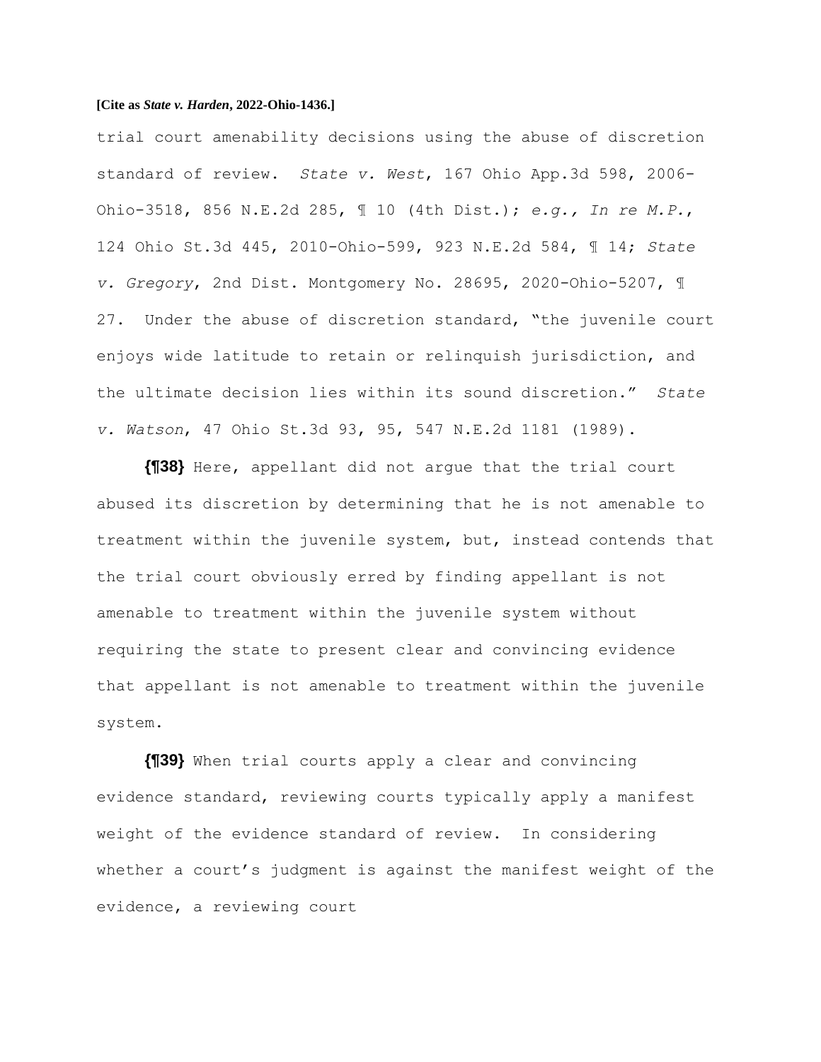trial court amenability decisions using the abuse of discretion standard of review. *State v. West*, 167 Ohio App.3d 598, 2006-Ohio-3518, 856 N.E.2d 285, ¶ 10 (4th Dist.); *e.g., In re M.P.*, 124 Ohio St.3d 445, 2010-Ohio-599, 923 N.E.2d 584, ¶ 14; *State v. Gregory*, 2nd Dist. Montgomery No. 28695, 2020-Ohio-5207, ¶ 27. Under the abuse of discretion standard, "the juvenile court enjoys wide latitude to retain or relinquish jurisdiction, and the ultimate decision lies within its sound discretion." *State v. Watson*, 47 Ohio St.3d 93, 95, 547 N.E.2d 1181 (1989).

**{¶38}** Here, appellant did not argue that the trial court abused its discretion by determining that he is not amenable to treatment within the juvenile system, but, instead contends that the trial court obviously erred by finding appellant is not amenable to treatment within the juvenile system without requiring the state to present clear and convincing evidence that appellant is not amenable to treatment within the juvenile system.

**{¶39}** When trial courts apply a clear and convincing evidence standard, reviewing courts typically apply a manifest weight of the evidence standard of review. In considering whether a court's judgment is against the manifest weight of the evidence, a reviewing court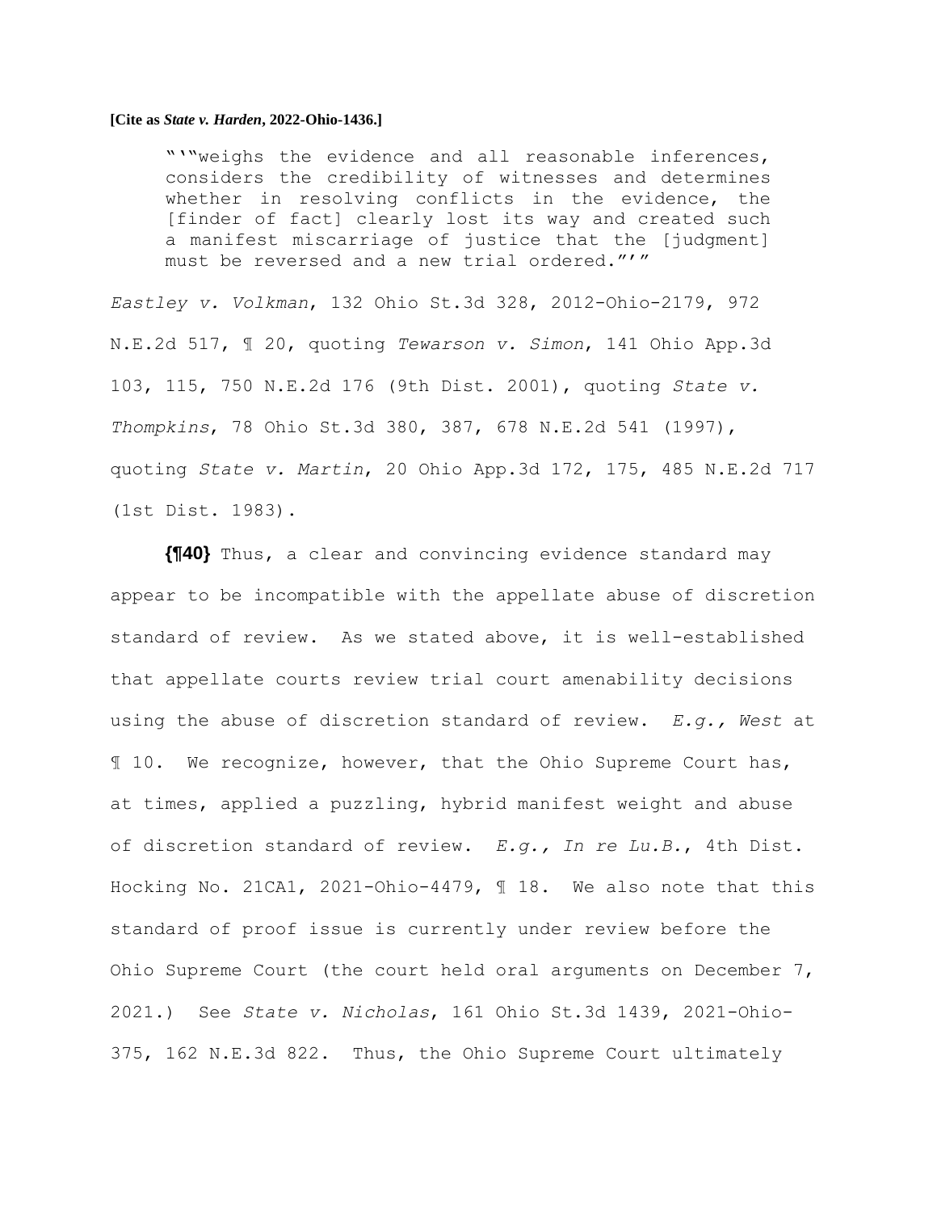"'"weighs the evidence and all reasonable inferences, considers the credibility of witnesses and determines whether in resolving conflicts in the evidence, the [finder of fact] clearly lost its way and created such a manifest miscarriage of justice that the [judgment] must be reversed and a new trial ordered."'"

*Eastley v. Volkman*, 132 Ohio St.3d 328, 2012-Ohio-2179, 972 N.E.2d 517, ¶ 20, quoting *Tewarson v. Simon*, 141 Ohio App.3d 103, 115, 750 N.E.2d 176 (9th Dist. 2001), quoting *State v. Thompkins*, 78 Ohio St.3d 380, 387, 678 N.E.2d 541 (1997), quoting *State v. Martin*, 20 Ohio App.3d 172, 175, 485 N.E.2d 717 (1st Dist. 1983).

**{¶40}** Thus, a clear and convincing evidence standard may appear to be incompatible with the appellate abuse of discretion standard of review. As we stated above, it is well-established that appellate courts review trial court amenability decisions using the abuse of discretion standard of review. *E.g., West* at ¶ 10. We recognize, however, that the Ohio Supreme Court has, at times, applied a puzzling, hybrid manifest weight and abuse of discretion standard of review. *E.g., In re Lu.B.*, 4th Dist. Hocking No. 21CA1, 2021-Ohio-4479, ¶ 18. We also note that this standard of proof issue is currently under review before the Ohio Supreme Court (the court held oral arguments on December 7, 2021.) See *State v. Nicholas*, 161 Ohio St.3d 1439, 2021-Ohio-375, 162 N.E.3d 822. Thus, the Ohio Supreme Court ultimately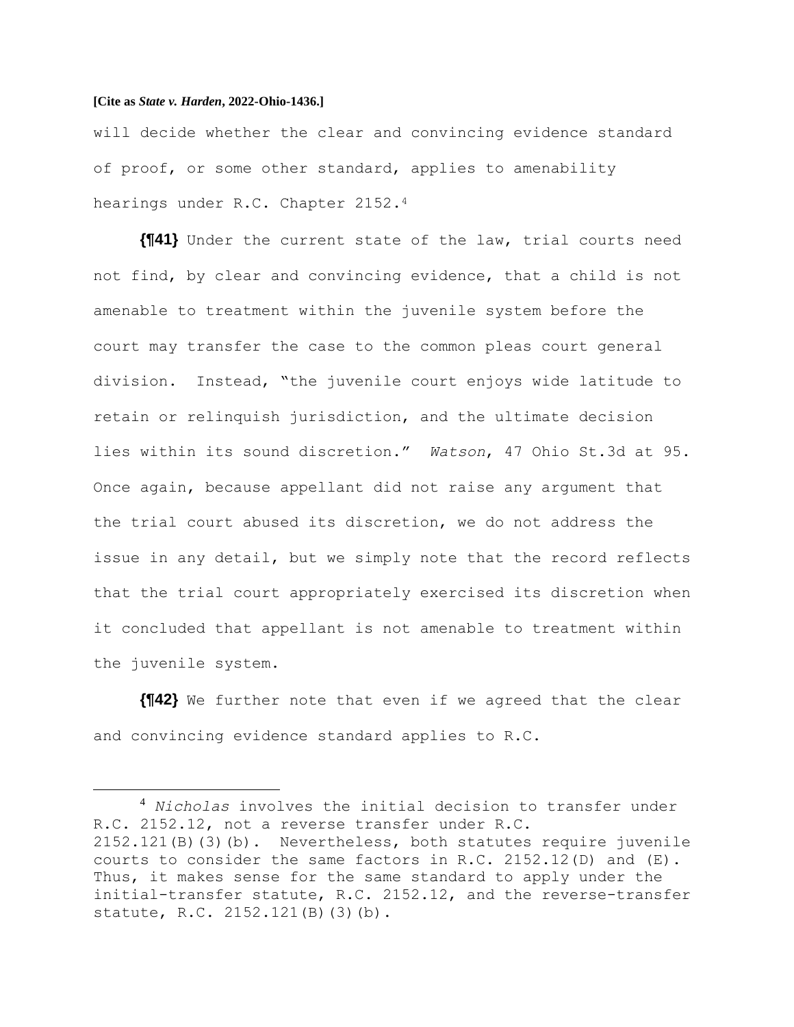will decide whether the clear and convincing evidence standard of proof, or some other standard, applies to amenability hearings under R.C. Chapter 2152.[4]

**{¶41}** Under the current state of the law, trial courts need not find, by clear and convincing evidence, that a child is not amenable to treatment within the juvenile system before the court may transfer the case to the common pleas court general division. Instead, "the juvenile court enjoys wide latitude to retain or relinquish jurisdiction, and the ultimate decision lies within its sound discretion." *Watson*, 47 Ohio St.3d at 95. Once again, because appellant did not raise any argument that the trial court abused its discretion, we do not address the issue in any detail, but we simply note that the record reflects that the trial court appropriately exercised its discretion when it concluded that appellant is not amenable to treatment within the juvenile system.

**{¶42}** We further note that even if we agreed that the clear and convincing evidence standard applies to R.C.

---

[4] *Nicholas* involves the initial decision to transfer under R.C. 2152.12, not a reverse transfer under R.C. 2152.121(B)(3)(b). Nevertheless, both statutes require juvenile courts to consider the same factors in R.C. 2152.12(D) and (E). Thus, it makes sense for the same standard to apply under the initial-transfer statute, R.C. 2152.12, and the reverse-transfer statute, R.C. 2152.121(B)(3)(b).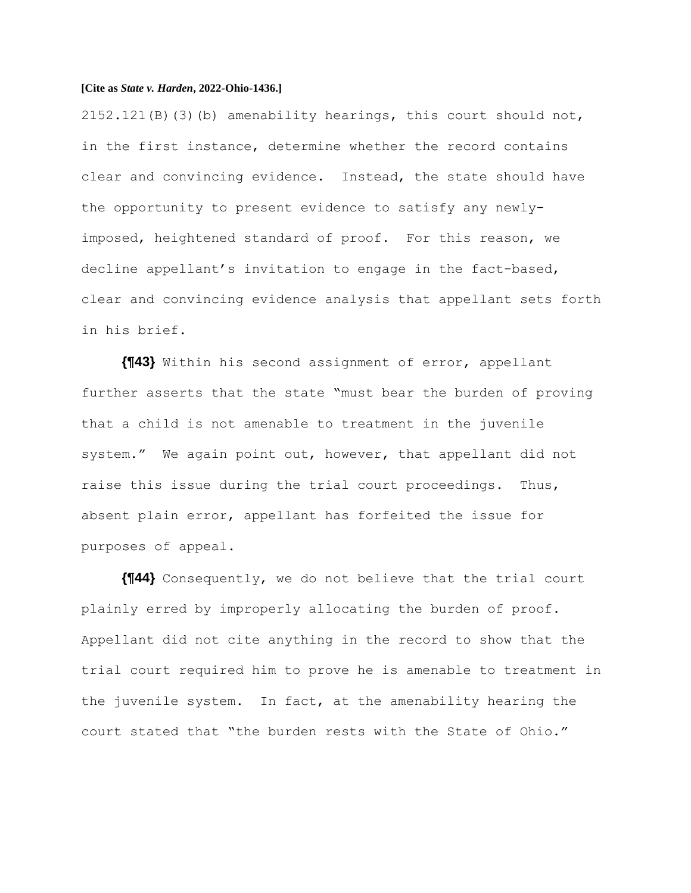2152.121(B)(3)(b) amenability hearings, this court should not, in the first instance, determine whether the record contains clear and convincing evidence. Instead, the state should have the opportunity to present evidence to satisfy any newly-imposed, heightened standard of proof. For this reason, we decline appellant's invitation to engage in the fact-based, clear and convincing evidence analysis that appellant sets forth in his brief.

**{¶43}** Within his second assignment of error, appellant further asserts that the state "must bear the burden of proving that a child is not amenable to treatment in the juvenile system." We again point out, however, that appellant did not raise this issue during the trial court proceedings. Thus, absent plain error, appellant has forfeited the issue for purposes of appeal.

**{¶44}** Consequently, we do not believe that the trial court plainly erred by improperly allocating the burden of proof. Appellant did not cite anything in the record to show that the trial court required him to prove he is amenable to treatment in the juvenile system. In fact, at the amenability hearing the court stated that "the burden rests with the State of Ohio."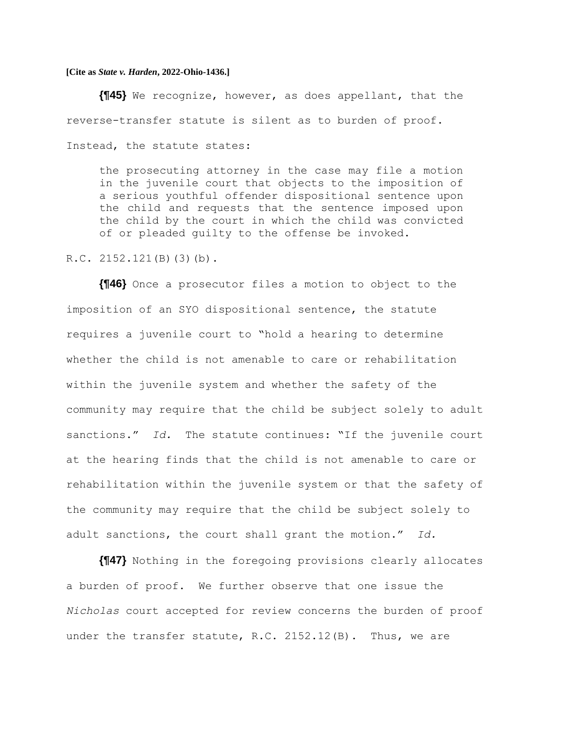**{¶45}** We recognize, however, as does appellant, that the reverse-transfer statute is silent as to burden of proof. Instead, the statute states:

> the prosecuting attorney in the case may file a motion in the juvenile court that objects to the imposition of a serious youthful offender dispositional sentence upon the child and requests that the sentence imposed upon the child by the court in which the child was convicted of or pleaded guilty to the offense be invoked.

R.C. 2152.121(B)(3)(b).

**{¶46}** Once a prosecutor files a motion to object to the imposition of an SYO dispositional sentence, the statute requires a juvenile court to "hold a hearing to determine whether the child is not amenable to care or rehabilitation within the juvenile system and whether the safety of the community may require that the child be subject solely to adult sanctions." *Id.* The statute continues: "If the juvenile court at the hearing finds that the child is not amenable to care or rehabilitation within the juvenile system or that the safety of the community may require that the child be subject solely to adult sanctions, the court shall grant the motion." *Id.*

**{¶47}** Nothing in the foregoing provisions clearly allocates a burden of proof. We further observe that one issue the *Nicholas* court accepted for review concerns the burden of proof under the transfer statute, R.C. 2152.12(B). Thus, we are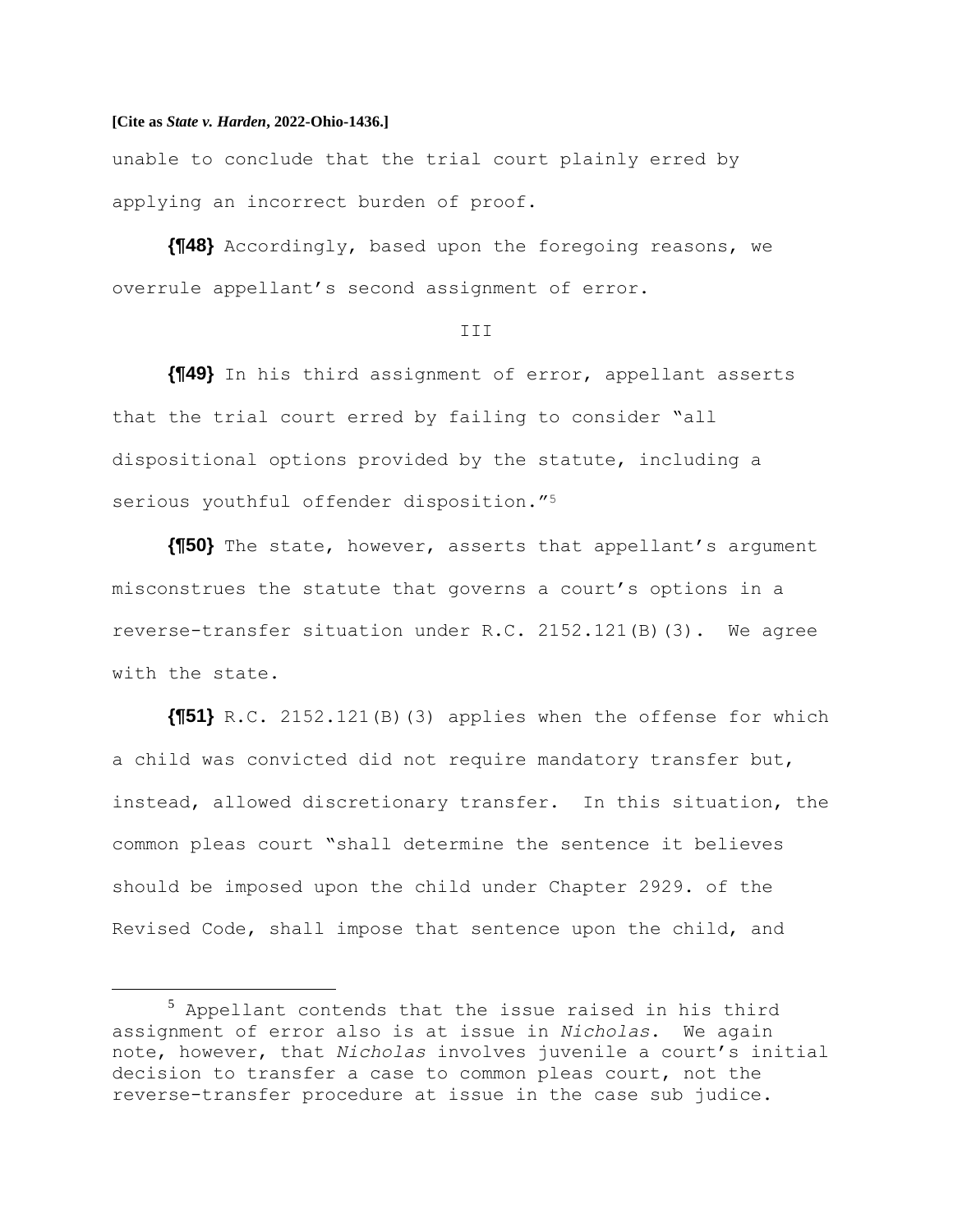unable to conclude that the trial court plainly erred by applying an incorrect burden of proof.

**{¶48}** Accordingly, based upon the foregoing reasons, we overrule appellant's second assignment of error.

III

**{¶49}** In his third assignment of error, appellant asserts that the trial court erred by failing to consider "all dispositional options provided by the statute, including a serious youthful offender disposition."[5]

**{¶50}** The state, however, asserts that appellant's argument misconstrues the statute that governs a court's options in a reverse-transfer situation under R.C. 2152.121(B)(3). We agree with the state.

**{¶51}** R.C. 2152.121(B)(3) applies when the offense for which a child was convicted did not require mandatory transfer but, instead, allowed discretionary transfer. In this situation, the common pleas court "shall determine the sentence it believes should be imposed upon the child under Chapter 2929. of the Revised Code, shall impose that sentence upon the child, and

---

[5] Appellant contends that the issue raised in his third assignment of error also is at issue in *Nicholas*. We again note, however, that *Nicholas* involves juvenile a court's initial decision to transfer a case to common pleas court, not the reverse-transfer procedure at issue in the case sub judice.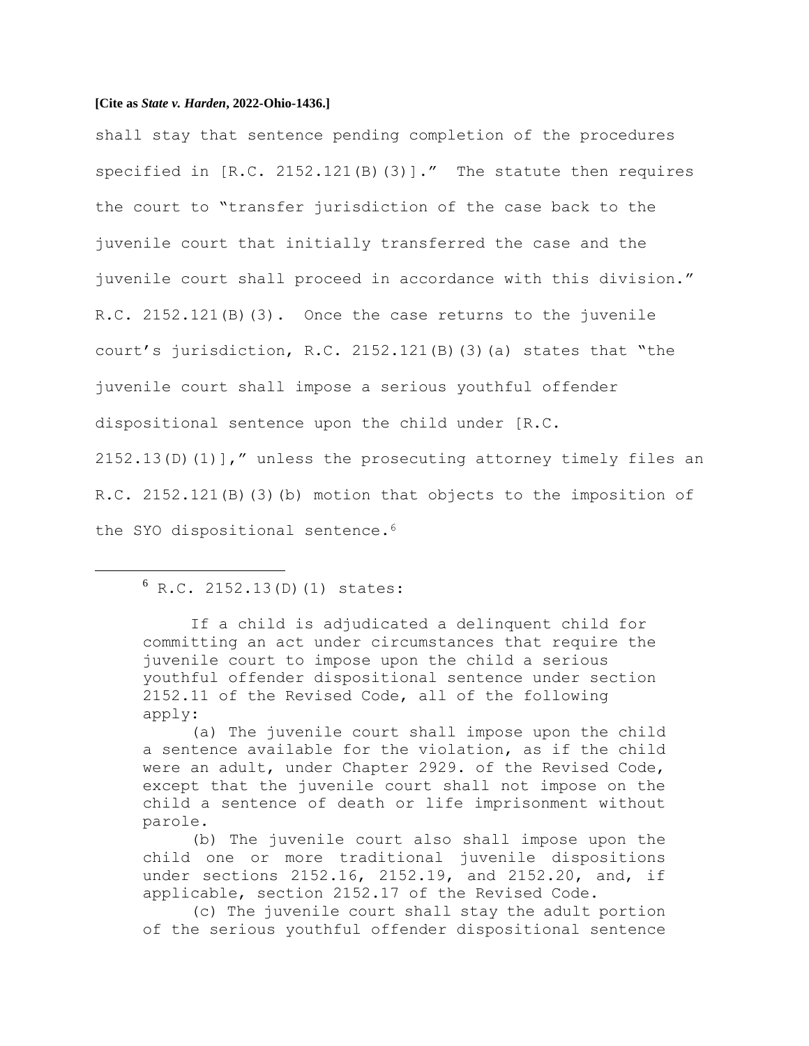shall stay that sentence pending completion of the procedures specified in [R.C. 2152.121(B)(3)]." The statute then requires the court to "transfer jurisdiction of the case back to the juvenile court that initially transferred the case and the juvenile court shall proceed in accordance with this division." R.C. 2152.121(B)(3). Once the case returns to the juvenile court's jurisdiction, R.C. 2152.121(B)(3)(a) states that "the juvenile court shall impose a serious youthful offender dispositional sentence upon the child under [R.C. 2152.13(D)(1)]," unless the prosecuting attorney timely files an R.C. 2152.121(B)(3)(b) motion that objects to the imposition of the SYO dispositional sentence.[6]

---

[6] R.C. 2152.13(D)(1) states:

> If a child is adjudicated a delinquent child for committing an act under circumstances that require the juvenile court to impose upon the child a serious youthful offender dispositional sentence under section 2152.11 of the Revised Code, all of the following apply:
>
> (a) The juvenile court shall impose upon the child a sentence available for the violation, as if the child were an adult, under Chapter 2929. of the Revised Code, except that the juvenile court shall not impose on the child a sentence of death or life imprisonment without parole.
>
> (b) The juvenile court also shall impose upon the child one or more traditional juvenile dispositions under sections 2152.16, 2152.19, and 2152.20, and, if applicable, section 2152.17 of the Revised Code.
>
> (c) The juvenile court shall stay the adult portion of the serious youthful offender dispositional sentence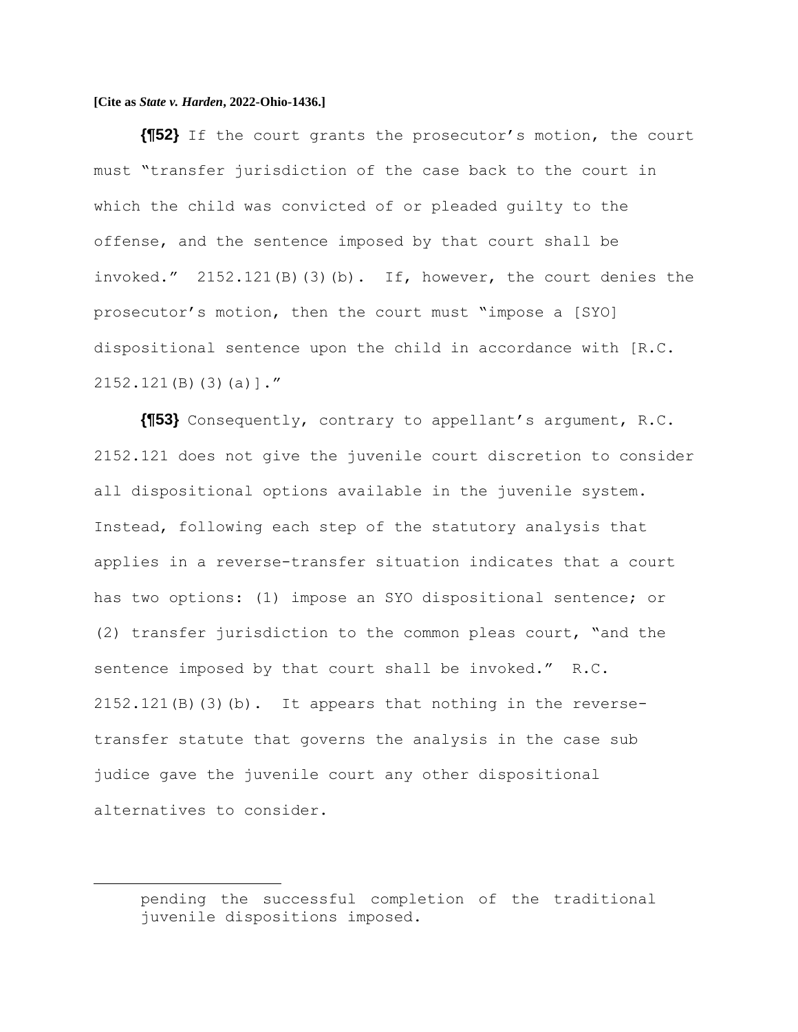**{¶52}** If the court grants the prosecutor's motion, the court must "transfer jurisdiction of the case back to the court in which the child was convicted of or pleaded guilty to the offense, and the sentence imposed by that court shall be invoked." 2152.121(B)(3)(b). If, however, the court denies the prosecutor's motion, then the court must "impose a [SYO] dispositional sentence upon the child in accordance with [R.C. 2152.121(B)(3)(a)]."

**{¶53}** Consequently, contrary to appellant's argument, R.C. 2152.121 does not give the juvenile court discretion to consider all dispositional options available in the juvenile system. Instead, following each step of the statutory analysis that applies in a reverse-transfer situation indicates that a court has two options: (1) impose an SYO dispositional sentence; or (2) transfer jurisdiction to the common pleas court, "and the sentence imposed by that court shall be invoked." R.C. 2152.121(B)(3)(b). It appears that nothing in the reverse-transfer statute that governs the analysis in the case sub judice gave the juvenile court any other dispositional alternatives to consider.

---

pending the successful completion of the traditional juvenile dispositions imposed.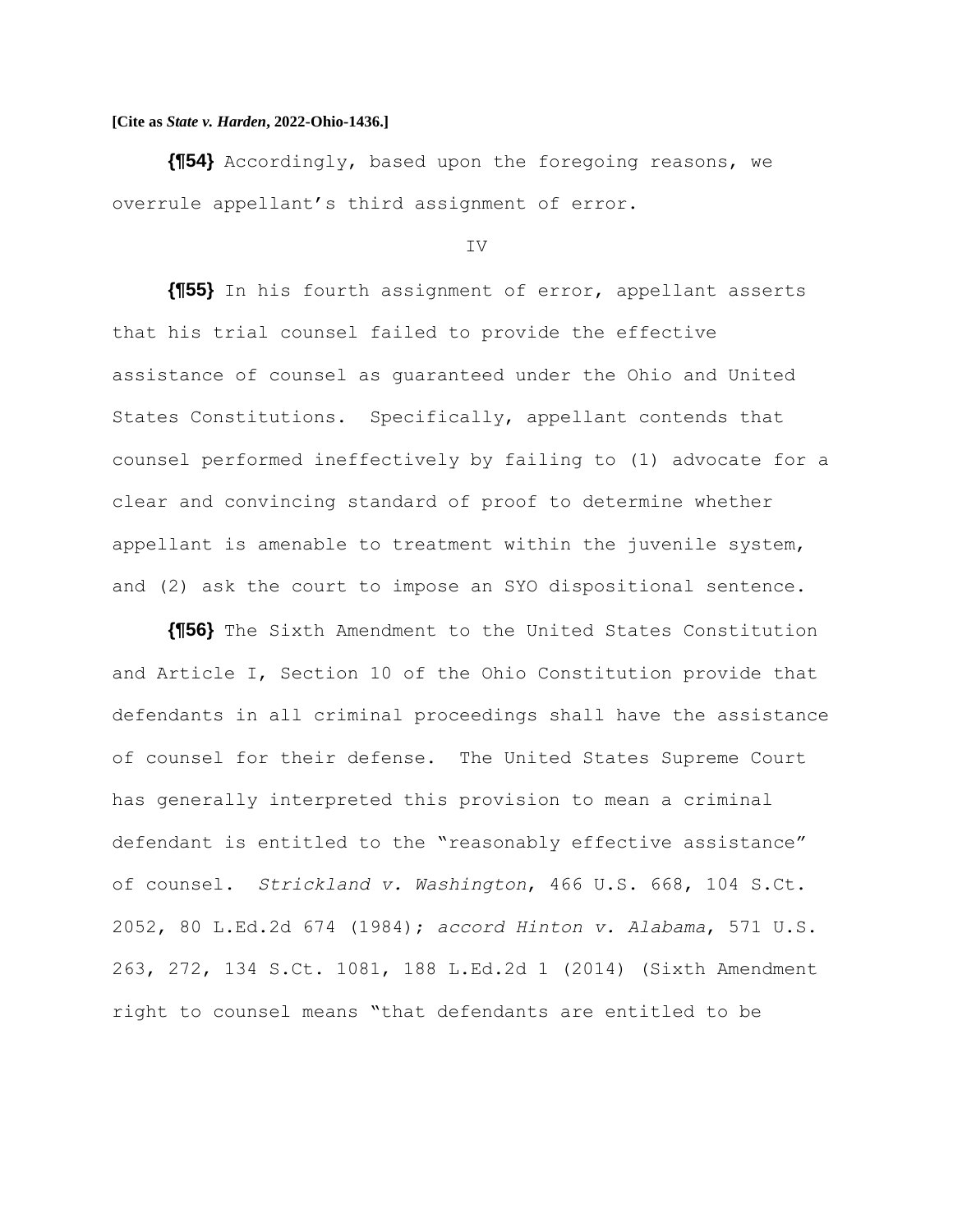**{¶54}** Accordingly, based upon the foregoing reasons, we overrule appellant's third assignment of error.

IV

**{¶55}** In his fourth assignment of error, appellant asserts that his trial counsel failed to provide the effective assistance of counsel as guaranteed under the Ohio and United States Constitutions. Specifically, appellant contends that counsel performed ineffectively by failing to (1) advocate for a clear and convincing standard of proof to determine whether appellant is amenable to treatment within the juvenile system, and (2) ask the court to impose an SYO dispositional sentence.

**{¶56}** The Sixth Amendment to the United States Constitution and Article I, Section 10 of the Ohio Constitution provide that defendants in all criminal proceedings shall have the assistance of counsel for their defense. The United States Supreme Court has generally interpreted this provision to mean a criminal defendant is entitled to the "reasonably effective assistance" of counsel. *Strickland v. Washington*, 466 U.S. 668, 104 S.Ct. 2052, 80 L.Ed.2d 674 (1984); *accord Hinton v. Alabama*, 571 U.S. 263, 272, 134 S.Ct. 1081, 188 L.Ed.2d 1 (2014) (Sixth Amendment right to counsel means "that defendants are entitled to be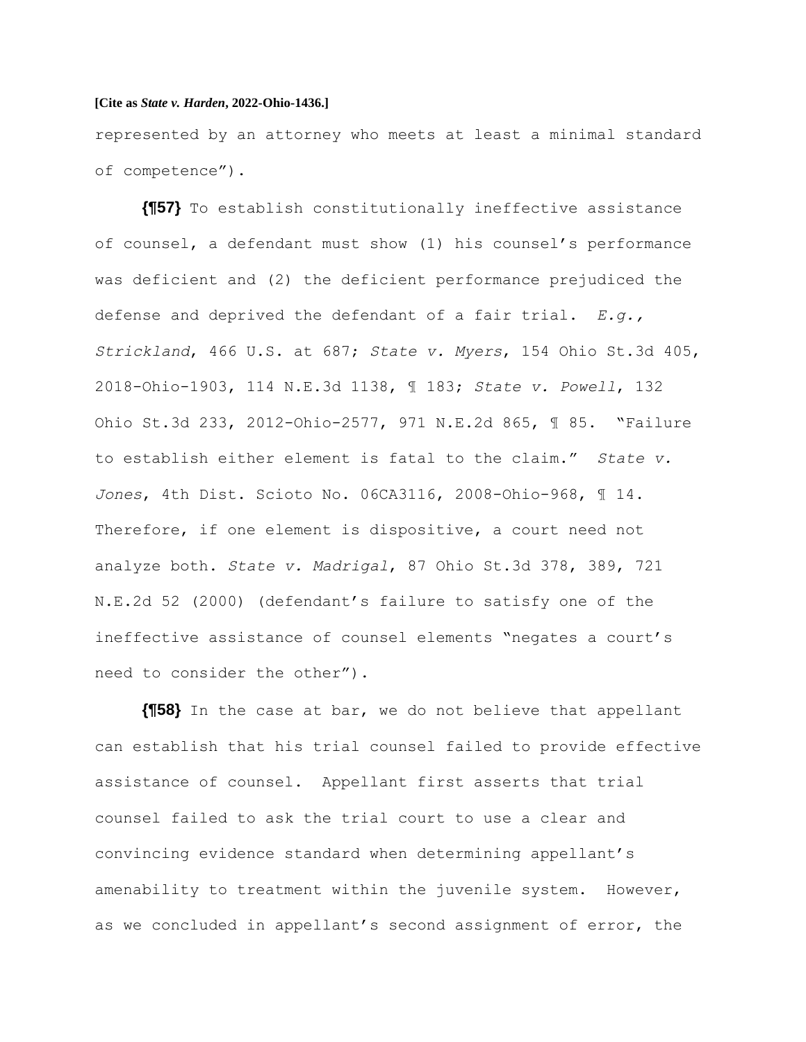represented by an attorney who meets at least a minimal standard of competence").

**{¶57}** To establish constitutionally ineffective assistance of counsel, a defendant must show (1) his counsel's performance was deficient and (2) the deficient performance prejudiced the defense and deprived the defendant of a fair trial. *E.g.*, *Strickland*, 466 U.S. at 687; *State v. Myers*, 154 Ohio St.3d 405, 2018-Ohio-1903, 114 N.E.3d 1138, ¶ 183; *State v. Powell*, 132 Ohio St.3d 233, 2012-Ohio-2577, 971 N.E.2d 865, ¶ 85. "Failure to establish either element is fatal to the claim." *State v. Jones*, 4th Dist. Scioto No. 06CA3116, 2008-Ohio-968, ¶ 14. Therefore, if one element is dispositive, a court need not analyze both. *State v. Madrigal*, 87 Ohio St.3d 378, 389, 721 N.E.2d 52 (2000) (defendant's failure to satisfy one of the ineffective assistance of counsel elements "negates a court's need to consider the other").

**{¶58}** In the case at bar, we do not believe that appellant can establish that his trial counsel failed to provide effective assistance of counsel. Appellant first asserts that trial counsel failed to ask the trial court to use a clear and convincing evidence standard when determining appellant's amenability to treatment within the juvenile system. However, as we concluded in appellant's second assignment of error, the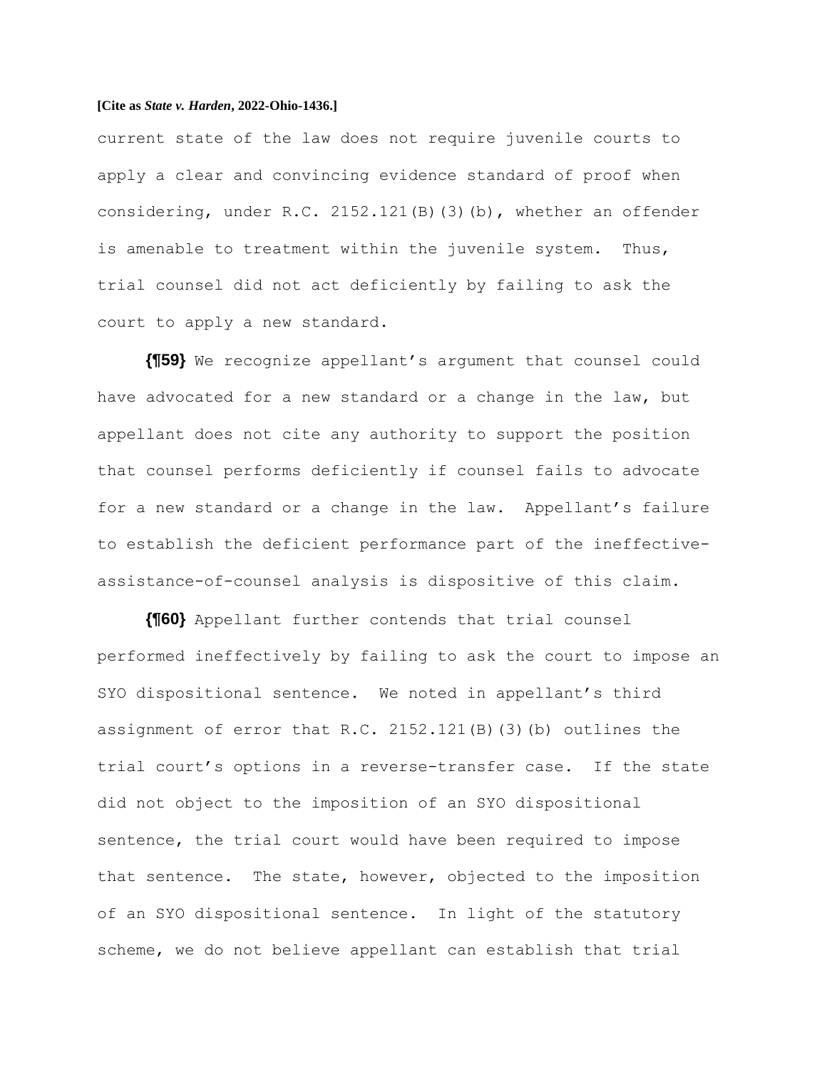current state of the law does not require juvenile courts to apply a clear and convincing evidence standard of proof when considering, under R.C. 2152.121(B)(3)(b), whether an offender is amenable to treatment within the juvenile system. Thus, trial counsel did not act deficiently by failing to ask the court to apply a new standard.

**{¶59}** We recognize appellant's argument that counsel could have advocated for a new standard or a change in the law, but appellant does not cite any authority to support the position that counsel performs deficiently if counsel fails to advocate for a new standard or a change in the law. Appellant's failure to establish the deficient performance part of the ineffective-assistance-of-counsel analysis is dispositive of this claim.

**{¶60}** Appellant further contends that trial counsel performed ineffectively by failing to ask the court to impose an SYO dispositional sentence. We noted in appellant's third assignment of error that R.C. 2152.121(B)(3)(b) outlines the trial court's options in a reverse-transfer case. If the state did not object to the imposition of an SYO dispositional sentence, the trial court would have been required to impose that sentence. The state, however, objected to the imposition of an SYO dispositional sentence. In light of the statutory scheme, we do not believe appellant can establish that trial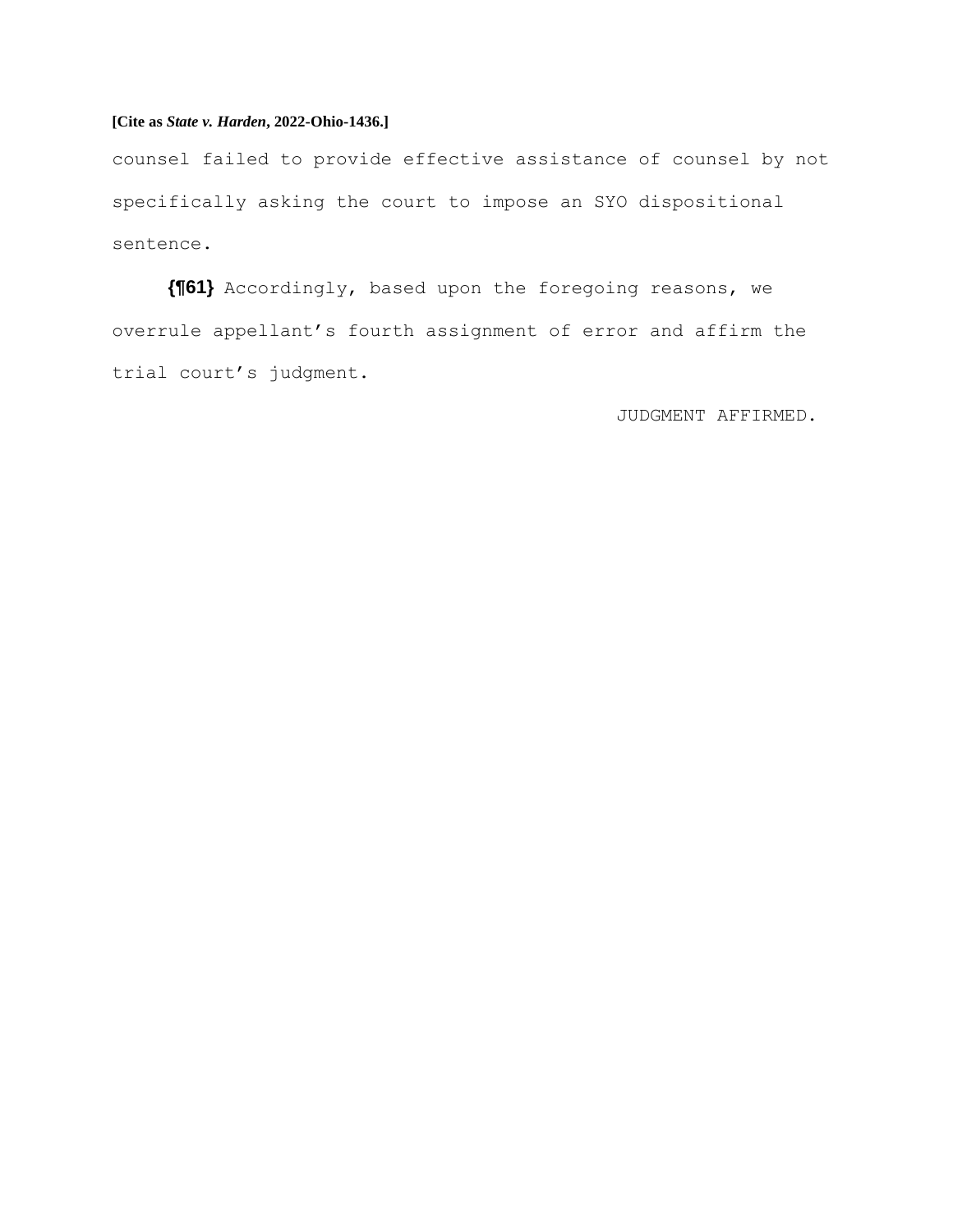counsel failed to provide effective assistance of counsel by not specifically asking the court to impose an SYO dispositional sentence.

**{¶61}** Accordingly, based upon the foregoing reasons, we overrule appellant's fourth assignment of error and affirm the trial court's judgment.

JUDGMENT AFFIRMED.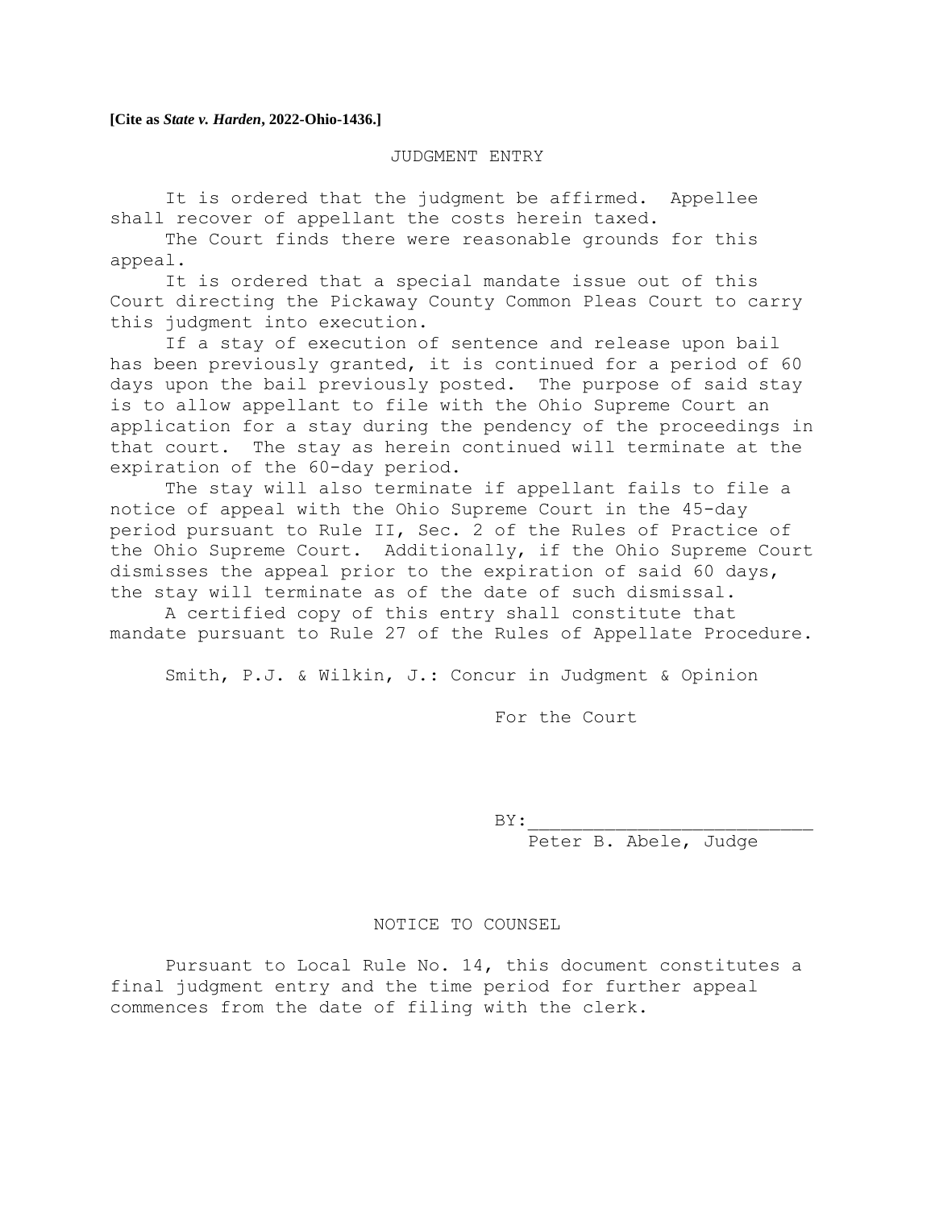**[Cite as *State v. Harden*, 2022-Ohio-1436.]**

JUDGMENT ENTRY

It is ordered that the judgment be affirmed. Appellee shall recover of appellant the costs herein taxed.

The Court finds there were reasonable grounds for this appeal.

It is ordered that a special mandate issue out of this Court directing the Pickaway County Common Pleas Court to carry this judgment into execution.

If a stay of execution of sentence and release upon bail has been previously granted, it is continued for a period of 60 days upon the bail previously posted. The purpose of said stay is to allow appellant to file with the Ohio Supreme Court an application for a stay during the pendency of the proceedings in that court. The stay as herein continued will terminate at the expiration of the 60-day period.

The stay will also terminate if appellant fails to file a notice of appeal with the Ohio Supreme Court in the 45-day period pursuant to Rule II, Sec. 2 of the Rules of Practice of the Ohio Supreme Court. Additionally, if the Ohio Supreme Court dismisses the appeal prior to the expiration of said 60 days, the stay will terminate as of the date of such dismissal.

A certified copy of this entry shall constitute that mandate pursuant to Rule 27 of the Rules of Appellate Procedure.

Smith, P.J. & Wilkin, J.: Concur in Judgment & Opinion

For the Court

BY:\_\_\_\_\_\_\_\_\_\_\_\_\_\_\_\_\_\_\_\_\_\_\_\_\_\_

Peter B. Abele, Judge

NOTICE TO COUNSEL

Pursuant to Local Rule No. 14, this document constitutes a final judgment entry and the time period for further appeal commences from the date of filing with the clerk.